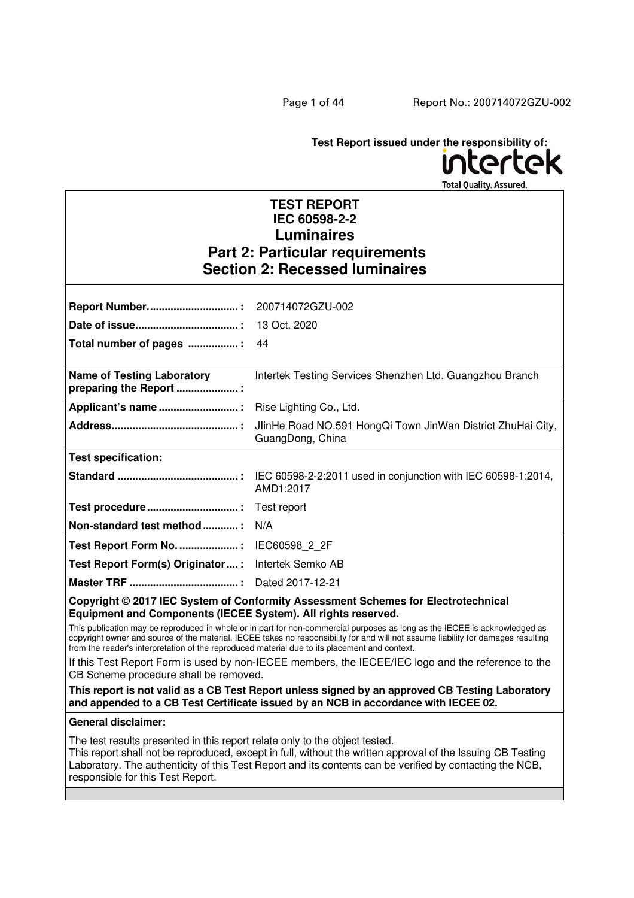Test Report issued under the responsibility of:

intertek
Total Quality. Assured.

# TEST REPORT
# IEC 60598-2-2
# Luminaires
# Part 2: Particular requirements
# Section 2: Recessed luminaires

| | |
|---|---|
| **Report Number............................... :** | 200714072GZU-002 |
| **Date of issue................................... :** | 13 Oct. 2020 |
| **Total number of pages ................. :** | 44 |
| **Name of Testing Laboratory preparing the Report ..................... :** | Intertek Testing Services Shenzhen Ltd. Guangzhou Branch |
| **Applicant's name ........................... :** | Rise Lighting Co., Ltd. |
| **Address........................................... :** | JIinHe Road NO.591 HongQi Town JinWan District ZhuHai City, GuangDong, China |
| **Test specification:** | |
| **Standard ......................................... :** | IEC 60598-2-2:2011 used in conjunction with IEC 60598-1:2014, AMD1:2017 |
| **Test procedure ............................... :** | Test report |
| **Non-standard test method ............ :** | N/A |
| **Test Report Form No. .................... :** | IEC60598_2_2F |
| **Test Report Form(s) Originator .... :** | Intertek Semko AB |
| **Master TRF ..................................... :** | Dated 2017-12-21 |

**Copyright © 2017 IEC System of Conformity Assessment Schemes for Electrotechnical Equipment and Components (IECEE System). All rights reserved.**

This publication may be reproduced in whole or in part for non-commercial purposes as long as the IECEE is acknowledged as copyright owner and source of the material. IECEE takes no responsibility for and will not assume liability for damages resulting from the reader's interpretation of the reproduced material due to its placement and context**.**

If this Test Report Form is used by non-IECEE members, the IECEE/IEC logo and the reference to the CB Scheme procedure shall be removed.

**This report is not valid as a CB Test Report unless signed by an approved CB Testing Laboratory and appended to a CB Test Certificate issued by an NCB in accordance with IECEE 02.**

**General disclaimer:**

The test results presented in this report relate only to the object tested.
This report shall not be reproduced, except in full, without the written approval of the Issuing CB Testing Laboratory. The authenticity of this Test Report and its contents can be verified by contacting the NCB, responsible for this Test Report.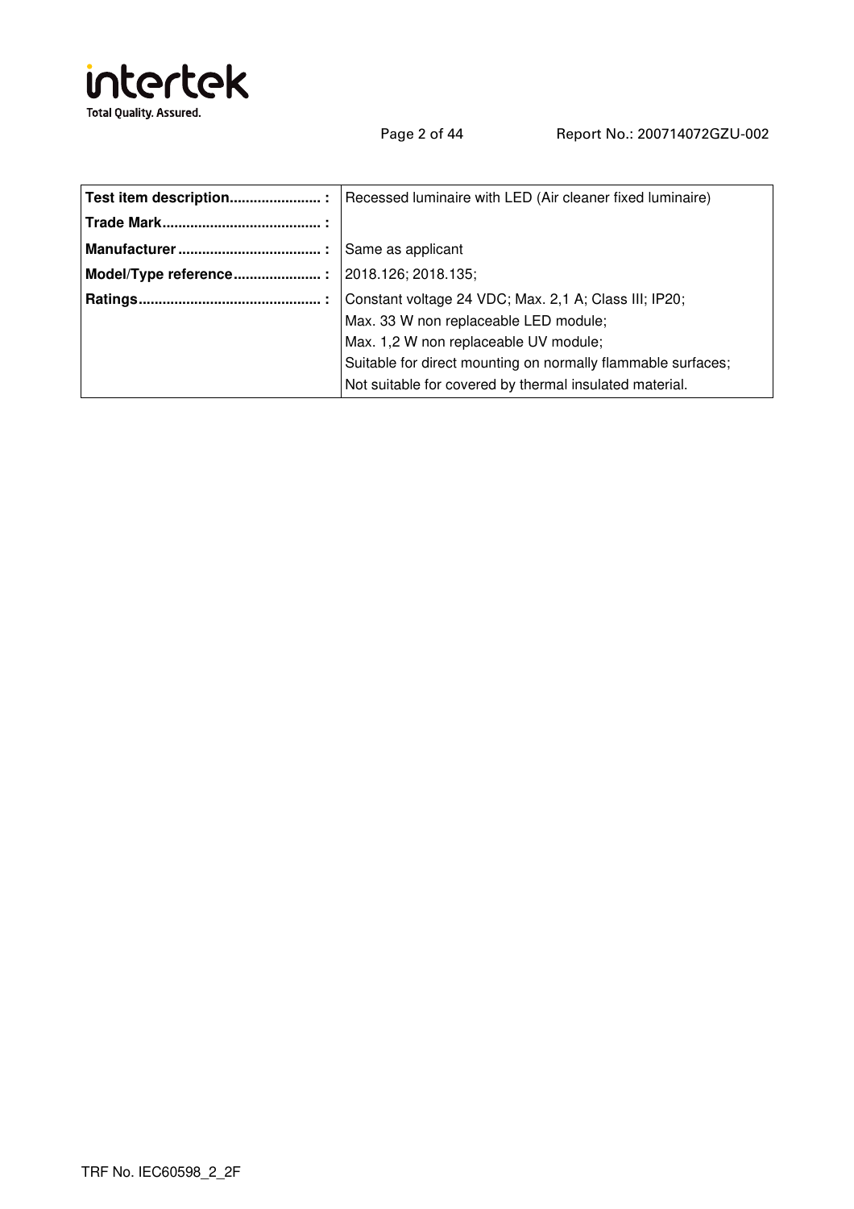| **Test item description...................... :** | Recessed luminaire with LED (Air cleaner fixed luminaire) |
|---|---|
| **Trade Mark....................................... :** | |
| **Manufacturer .................................. :** | Same as applicant |
| **Model/Type reference..................... :** | 2018.126; 2018.135; |
| **Ratings............................................ :** | Constant voltage 24 VDC; Max. 2,1 A; Class III; IP20;<br>Max. 33 W non replaceable LED module;<br>Max. 1,2 W non replaceable UV module;<br>Suitable for direct mounting on normally flammable surfaces;<br>Not suitable for covered by thermal insulated material. |

TRF No. IEC60598_2_2F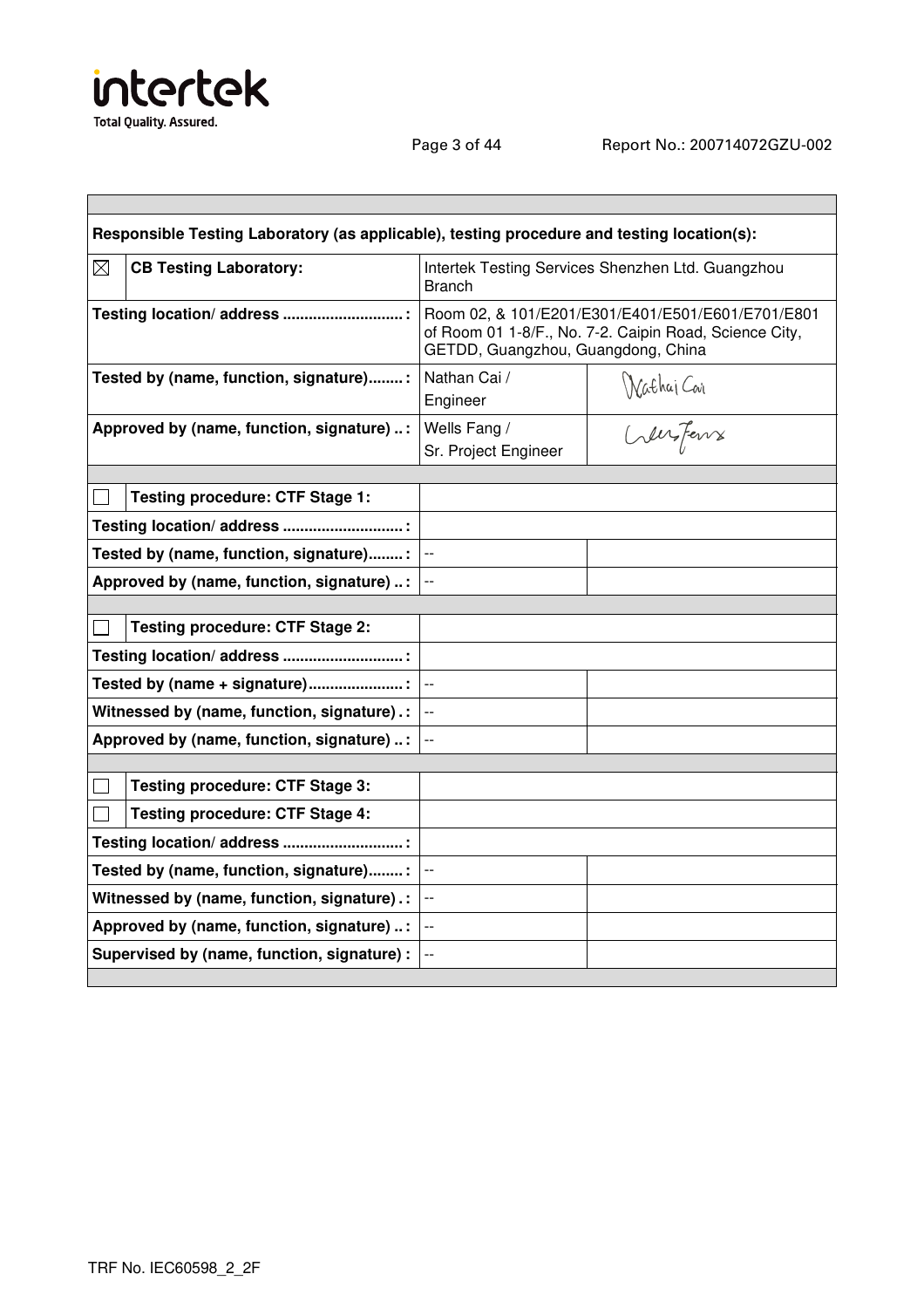| Responsible Testing Laboratory (as applicable), testing procedure and testing location(s): | | | |
|---|---|---|---|
| ☒ | **CB Testing Laboratory:** | Intertek Testing Services Shenzhen Ltd. Guangzhou Branch | |
| **Testing location/ address ............................:** | | Room 02, & 101/E201/E301/E401/E501/E601/E701/E801 of Room 01 1-8/F., No. 7-2. Caipin Road, Science City, GETDD, Guangzhou, Guangdong, China | |
| **Tested by (name, function, signature)........:** | | Nathan Cai / Engineer | Nathan Cai |
| **Approved by (name, function, signature) ..:** | | Wells Fang / Sr. Project Engineer | Wells Fang |
| | | | |
| ☐ | **Testing procedure: CTF Stage 1:** | | |
| **Testing location/ address ............................:** | | | |
| **Tested by (name, function, signature)........:** | | -- | |
| **Approved by (name, function, signature) ..:** | | -- | |
| | | | |
| ☐ | **Testing procedure: CTF Stage 2:** | | |
| **Testing location/ address ............................:** | | | |
| **Tested by (name + signature)......................:** | | -- | |
| **Witnessed by (name, function, signature) . :** | | -- | |
| **Approved by (name, function, signature) ..:** | | -- | |
| | | | |
| ☐ | **Testing procedure: CTF Stage 3:** | | |
| ☐ | **Testing procedure: CTF Stage 4:** | | |
| **Testing location/ address ............................:** | | | |
| **Tested by (name, function, signature)........:** | | -- | |
| **Witnessed by (name, function, signature) . :** | | -- | |
| **Approved by (name, function, signature) ..:** | | -- | |
| **Supervised by (name, function, signature) :** | | -- | |

TRF No. IEC60598_2_2F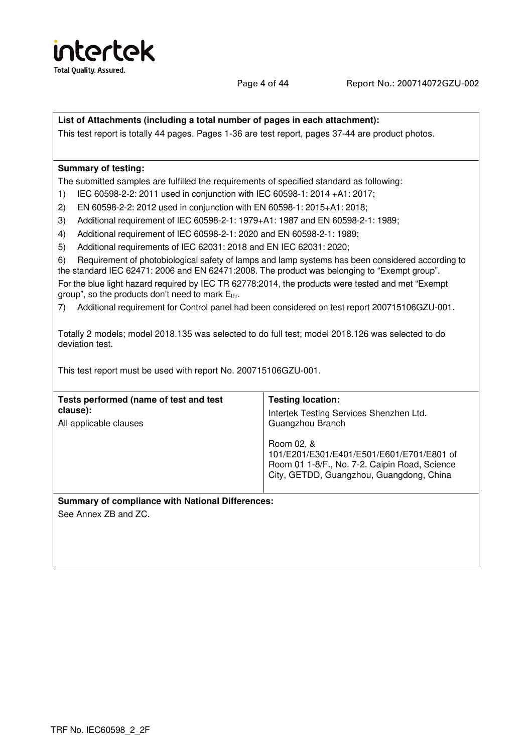**List of Attachments (including a total number of pages in each attachment):**

This test report is totally 44 pages. Pages 1-36 are test report, pages 37-44 are product photos.

**Summary of testing:**

The submitted samples are fulfilled the requirements of specified standard as following:

1) IEC 60598-2-2: 2011 used in conjunction with IEC 60598-1: 2014 +A1: 2017;
2) EN 60598-2-2: 2012 used in conjunction with EN 60598-1: 2015+A1: 2018;
3) Additional requirement of IEC 60598-2-1: 1979+A1: 1987 and EN 60598-2-1: 1989;
4) Additional requirement of IEC 60598-2-1: 2020 and EN 60598-2-1: 1989;
5) Additional requirements of IEC 62031: 2018 and EN IEC 62031: 2020;
6) Requirement of photobiological safety of lamps and lamp systems has been considered according to the standard IEC 62471: 2006 and EN 62471:2008. The product was belonging to "Exempt group".

For the blue light hazard required by IEC TR 62778:2014, the products were tested and met "Exempt group", so the products don't need to mark $E_{thr}$.

7) Additional requirement for Control panel had been considered on test report 200715106GZU-001.

Totally 2 models; model 2018.135 was selected to do full test; model 2018.126 was selected to do deviation test.

This test report must be used with report No. 200715106GZU-001.

| **Tests performed (name of test and test clause):** | **Testing location:** |
|---|---|
| All applicable clauses | Intertek Testing Services Shenzhen Ltd. Guangzhou Branch<br><br>Room 02, & 101/E201/E301/E401/E501/E601/E701/E801 of Room 01 1-8/F., No. 7-2. Caipin Road, Science City, GETDD, Guangzhou, Guangdong, China |

**Summary of compliance with National Differences:**

See Annex ZB and ZC.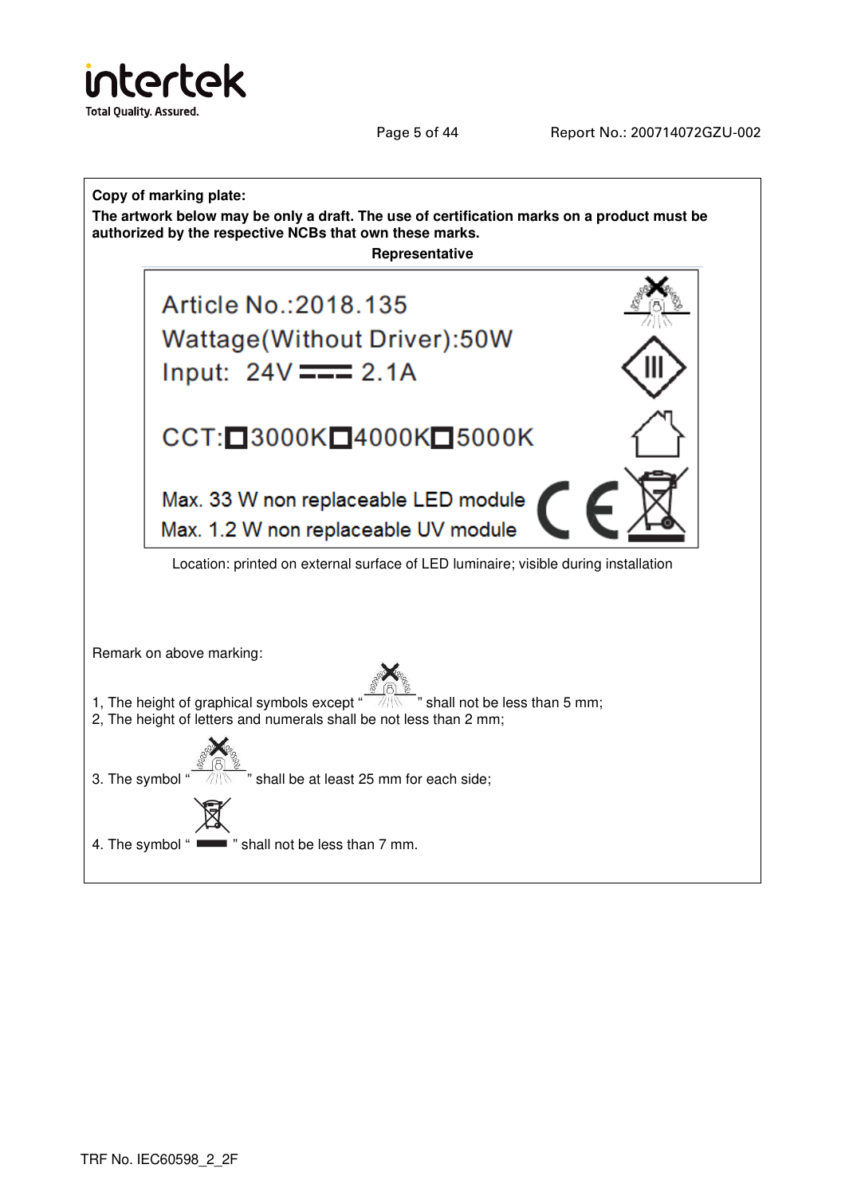**Copy of marking plate:**

**The artwork below may be only a draft. The use of certification marks on a product must be authorized by the respective NCBs that own these marks.**

**Representative**

Article No.:2018.135

Wattage(Without Driver):50W

Input: 24V ⎓ 2.1A

CCT:□3000K□4000K□5000K

Max. 33 W non replaceable LED module

Max. 1.2 W non replaceable UV module

Location: printed on external surface of LED luminaire; visible during installation

Remark on above marking:

1, The height of graphical symbols except " " shall not be less than 5 mm;

2, The height of letters and numerals shall be not less than 2 mm;

3. The symbol " " shall be at least 25 mm for each side;

4. The symbol " " shall not be less than 7 mm.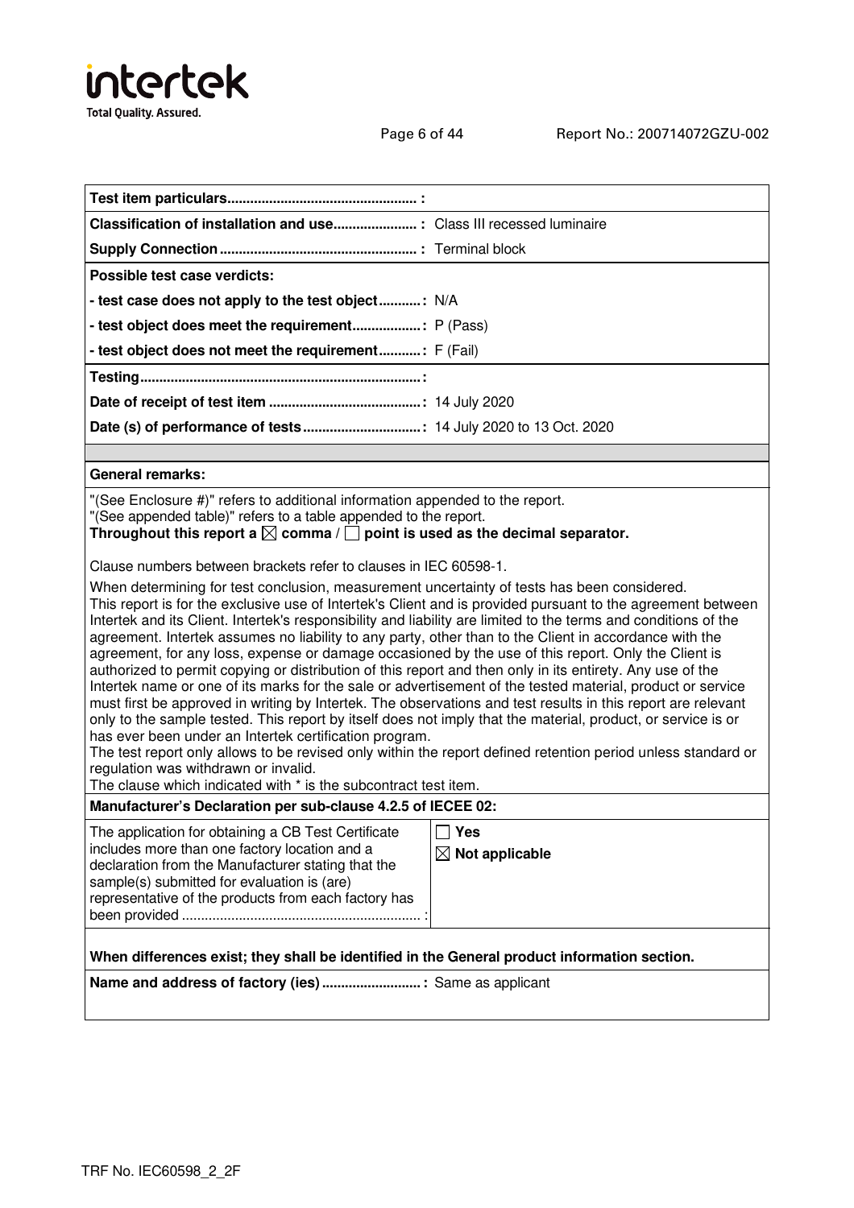**Test item particulars................................................ :**

**Classification of installation and use..................... :** Class III recessed luminaire

**Supply Connection.................................................. :** Terminal block

**Possible test case verdicts:**

**- test case does not apply to the test object...........:** N/A

**- test object does meet the requirement..................:** P (Pass)

**- test object does not meet the requirement...........:** F (Fail)

**Testing.........................................................................:**

**Date of receipt of test item .......................................:** 14 July 2020

**Date (s) of performance of tests..............................:** 14 July 2020 to 13 Oct. 2020

**General remarks:**

"(See Enclosure #)" refers to additional information appended to the report.
"(See appended table)" refers to a table appended to the report.
**Throughout this report a ☒ comma / ☐ point is used as the decimal separator.**

Clause numbers between brackets refer to clauses in IEC 60598-1.

When determining for test conclusion, measurement uncertainty of tests has been considered.
This report is for the exclusive use of Intertek's Client and is provided pursuant to the agreement between Intertek and its Client. Intertek's responsibility and liability are limited to the terms and conditions of the agreement. Intertek assumes no liability to any party, other than to the Client in accordance with the agreement, for any loss, expense or damage occasioned by the use of this report. Only the Client is authorized to permit copying or distribution of this report and then only in its entirety. Any use of the Intertek name or one of its marks for the sale or advertisement of the tested material, product or service must first be approved in writing by Intertek. The observations and test results in this report are relevant only to the sample tested. This report by itself does not imply that the material, product, or service is or has ever been under an Intertek certification program.
The test report only allows to be revised only within the report defined retention period unless standard or regulation was withdrawn or invalid.
The clause which indicated with * is the subcontract test item.

**Manufacturer's Declaration per sub-clause 4.2.5 of IECEE 02:**

| The application for obtaining a CB Test Certificate includes more than one factory location and a declaration from the Manufacturer stating that the sample(s) submitted for evaluation is (are) representative of the products from each factory has been provided ............................................................. : | ☐ **Yes**<br>☒ **Not applicable** |
|---|---|

**When differences exist; they shall be identified in the General product information section.**

**Name and address of factory (ies) .......................... :** Same as applicant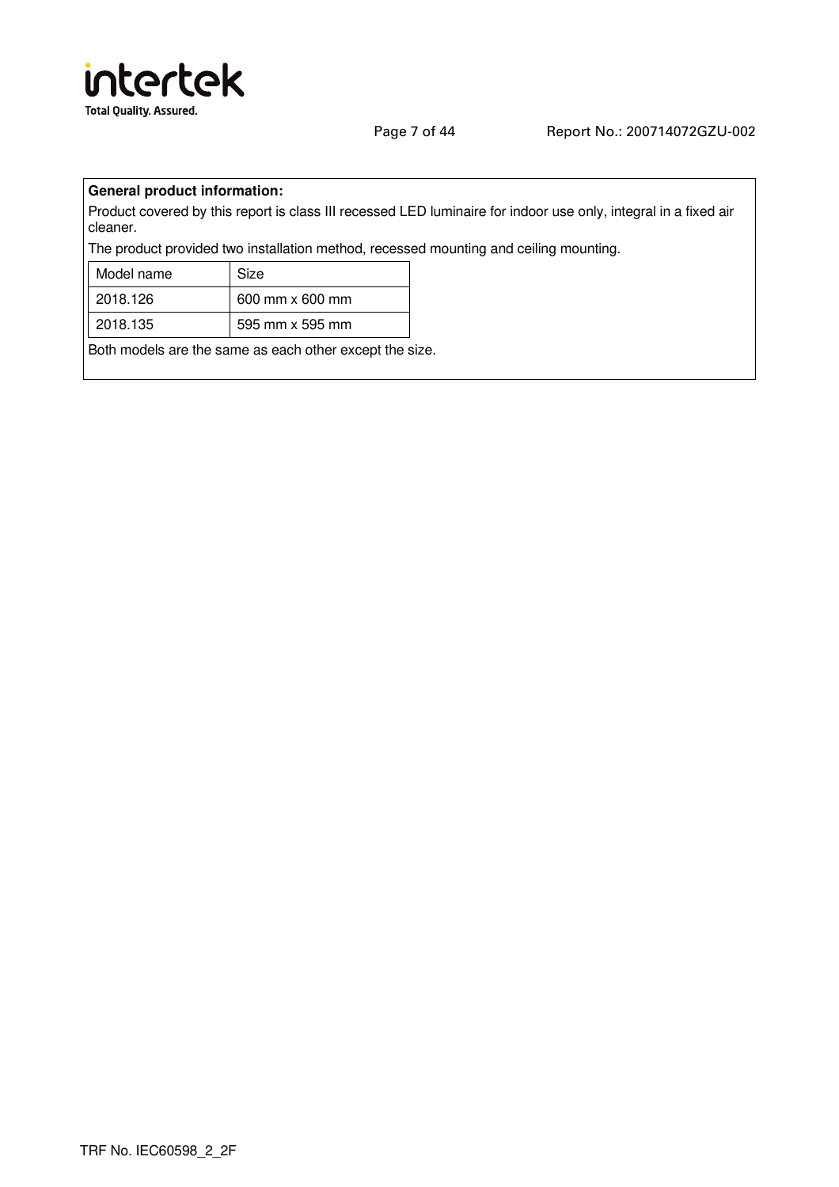**General product information:**

Product covered by this report is class III recessed LED luminaire for indoor use only, integral in a fixed air cleaner.

The product provided two installation method, recessed mounting and ceiling mounting.

| Model name | Size |
|---|---|
| 2018.126 | 600 mm x 600 mm |
| 2018.135 | 595 mm x 595 mm |

Both models are the same as each other except the size.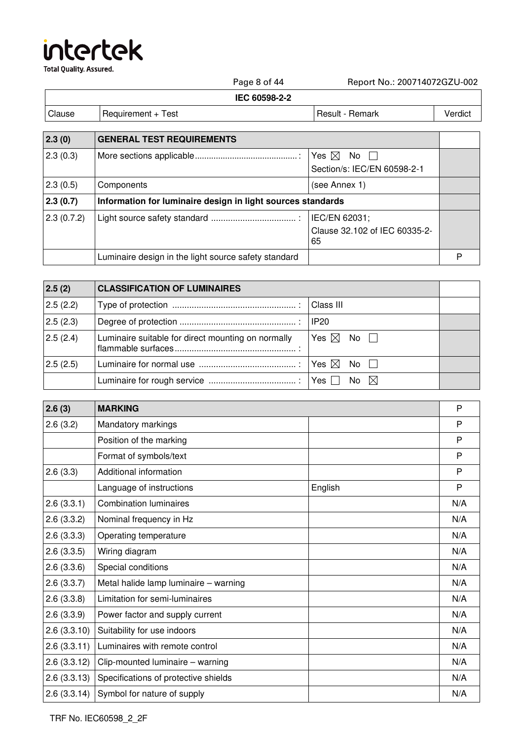| IEC 60598-2-2 | | | |
|---|---|---|---|
| Clause | Requirement + Test | Result - Remark | Verdict |

| 2.3 (0) | GENERAL TEST REQUIREMENTS | | |
|---|---|---|---|
| 2.3 (0.3) | More sections applicable ..........................................: | Yes ☒ No ☐<br>Section/s: IEC/EN 60598-2-1 | |
| 2.3 (0.5) | Components | (see Annex 1) | |
| **2.3 (0.7)** | **Information for luminaire design in light sources standards** | | |
| 2.3 (0.7.2) | Light source safety standard ..................................: | IEC/EN 62031;<br>Clause 32.102 of IEC 60335-2-65 | |
| | Luminaire design in the light source safety standard | | P |

| 2.5 (2) | CLASSIFICATION OF LUMINAIRES | | |
|---|---|---|---|
| 2.5 (2.2) | Type of protection ..................................................: | Class III | |
| 2.5 (2.3) | Degree of protection ...............................................: | IP20 | |
| 2.5 (2.4) | Luminaire suitable for direct mounting on normally flammable surfaces.................................................: | Yes ☒ No ☐ | |
| 2.5 (2.5) | Luminaire for normal use .......................................: | Yes ☒ No ☐ | |
| | Luminaire for rough service ...................................: | Yes ☐ No ☒ | |

| 2.6 (3) | MARKING | | P |
|---|---|---|---|
| 2.6 (3.2) | Mandatory markings | | P |
| | Position of the marking | | P |
| | Format of symbols/text | | P |
| 2.6 (3.3) | Additional information | | P |
| | Language of instructions | English | P |
| 2.6 (3.3.1) | Combination luminaires | | N/A |
| 2.6 (3.3.2) | Nominal frequency in Hz | | N/A |
| 2.6 (3.3.3) | Operating temperature | | N/A |
| 2.6 (3.3.5) | Wiring diagram | | N/A |
| 2.6 (3.3.6) | Special conditions | | N/A |
| 2.6 (3.3.7) | Metal halide lamp luminaire – warning | | N/A |
| 2.6 (3.3.8) | Limitation for semi-luminaires | | N/A |
| 2.6 (3.3.9) | Power factor and supply current | | N/A |
| 2.6 (3.3.10) | Suitability for use indoors | | N/A |
| 2.6 (3.3.11) | Luminaires with remote control | | N/A |
| 2.6 (3.3.12) | Clip-mounted luminaire – warning | | N/A |
| 2.6 (3.3.13) | Specifications of protective shields | | N/A |
| 2.6 (3.3.14) | Symbol for nature of supply | | N/A |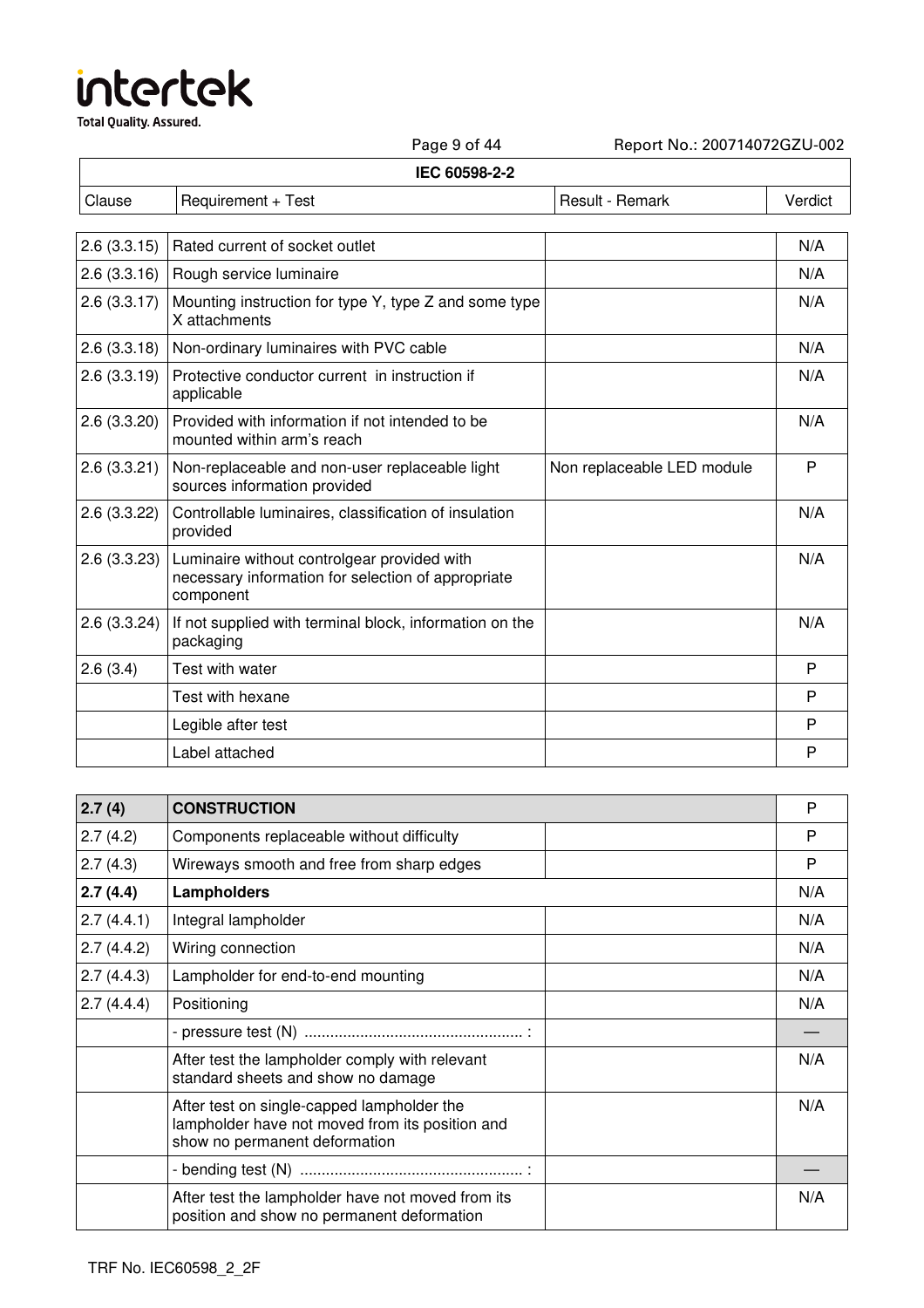**IEC 60598-2-2**

| Clause | Requirement + Test | Result - Remark | Verdict |
|---|---|---|---|
| 2.6 (3.3.15) | Rated current of socket outlet | | N/A |
| 2.6 (3.3.16) | Rough service luminaire | | N/A |
| 2.6 (3.3.17) | Mounting instruction for type Y, type Z and some type X attachments | | N/A |
| 2.6 (3.3.18) | Non-ordinary luminaires with PVC cable | | N/A |
| 2.6 (3.3.19) | Protective conductor current in instruction if applicable | | N/A |
| 2.6 (3.3.20) | Provided with information if not intended to be mounted within arm's reach | | N/A |
| 2.6 (3.3.21) | Non-replaceable and non-user replaceable light sources information provided | Non replaceable LED module | P |
| 2.6 (3.3.22) | Controllable luminaires, classification of insulation provided | | N/A |
| 2.6 (3.3.23) | Luminaire without controlgear provided with necessary information for selection of appropriate component | | N/A |
| 2.6 (3.3.24) | If not supplied with terminal block, information on the packaging | | N/A |
| 2.6 (3.4) | Test with water | | P |
| | Test with hexane | | P |
| | Legible after test | | P |
| | Label attached | | P |

| Clause | Requirement + Test | Result - Remark | Verdict |
|---|---|---|---|
| **2.7 (4)** | **CONSTRUCTION** | | P |
| 2.7 (4.2) | Components replaceable without difficulty | | P |
| 2.7 (4.3) | Wireways smooth and free from sharp edges | | P |
| **2.7 (4.4)** | **Lampholders** | | N/A |
| 2.7 (4.4.1) | Integral lampholder | | N/A |
| 2.7 (4.4.2) | Wiring connection | | N/A |
| 2.7 (4.4.3) | Lampholder for end-to-end mounting | | N/A |
| 2.7 (4.4.4) | Positioning | | N/A |
| | - pressure test (N) ..................................................: | | — |
| | After test the lampholder comply with relevant standard sheets and show no damage | | N/A |
| | After test on single-capped lampholder the lampholder have not moved from its position and show no permanent deformation | | N/A |
| | - bending test (N) ...................................................: | | — |
| | After test the lampholder have not moved from its position and show no permanent deformation | | N/A |

TRF No. IEC60598_2_2F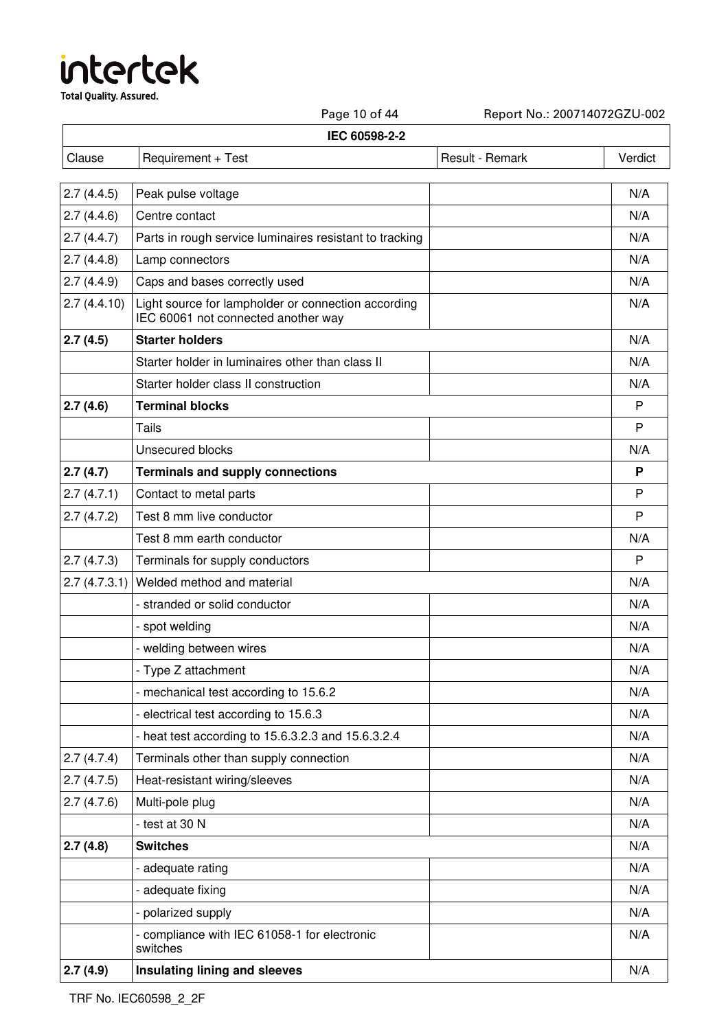**IEC 60598-2-2**

| Clause | Requirement + Test | Result - Remark | Verdict |
|---|---|---|---|
| 2.7 (4.4.5) | Peak pulse voltage | | N/A |
| 2.7 (4.4.6) | Centre contact | | N/A |
| 2.7 (4.4.7) | Parts in rough service luminaires resistant to tracking | | N/A |
| 2.7 (4.4.8) | Lamp connectors | | N/A |
| 2.7 (4.4.9) | Caps and bases correctly used | | N/A |
| 2.7 (4.4.10) | Light source for lampholder or connection according IEC 60061 not connected another way | | N/A |
| **2.7 (4.5)** | **Starter holders** | | N/A |
| | Starter holder in luminaires other than class II | | N/A |
| | Starter holder class II construction | | N/A |
| **2.7 (4.6)** | **Terminal blocks** | | P |
| | Tails | | P |
| | Unsecured blocks | | N/A |
| **2.7 (4.7)** | **Terminals and supply connections** | | **P** |
| 2.7 (4.7.1) | Contact to metal parts | | P |
| 2.7 (4.7.2) | Test 8 mm live conductor | | P |
| | Test 8 mm earth conductor | | N/A |
| 2.7 (4.7.3) | Terminals for supply conductors | | P |
| 2.7 (4.7.3.1) | Welded method and material | | N/A |
| | - stranded or solid conductor | | N/A |
| | - spot welding | | N/A |
| | - welding between wires | | N/A |
| | - Type Z attachment | | N/A |
| | - mechanical test according to 15.6.2 | | N/A |
| | - electrical test according to 15.6.3 | | N/A |
| | - heat test according to 15.6.3.2.3 and 15.6.3.2.4 | | N/A |
| 2.7 (4.7.4) | Terminals other than supply connection | | N/A |
| 2.7 (4.7.5) | Heat-resistant wiring/sleeves | | N/A |
| 2.7 (4.7.6) | Multi-pole plug | | N/A |
| | - test at 30 N | | N/A |
| **2.7 (4.8)** | **Switches** | | N/A |
| | - adequate rating | | N/A |
| | - adequate fixing | | N/A |
| | - polarized supply | | N/A |
| | - compliance with IEC 61058-1 for electronic switches | | N/A |
| **2.7 (4.9)** | **Insulating lining and sleeves** | | N/A |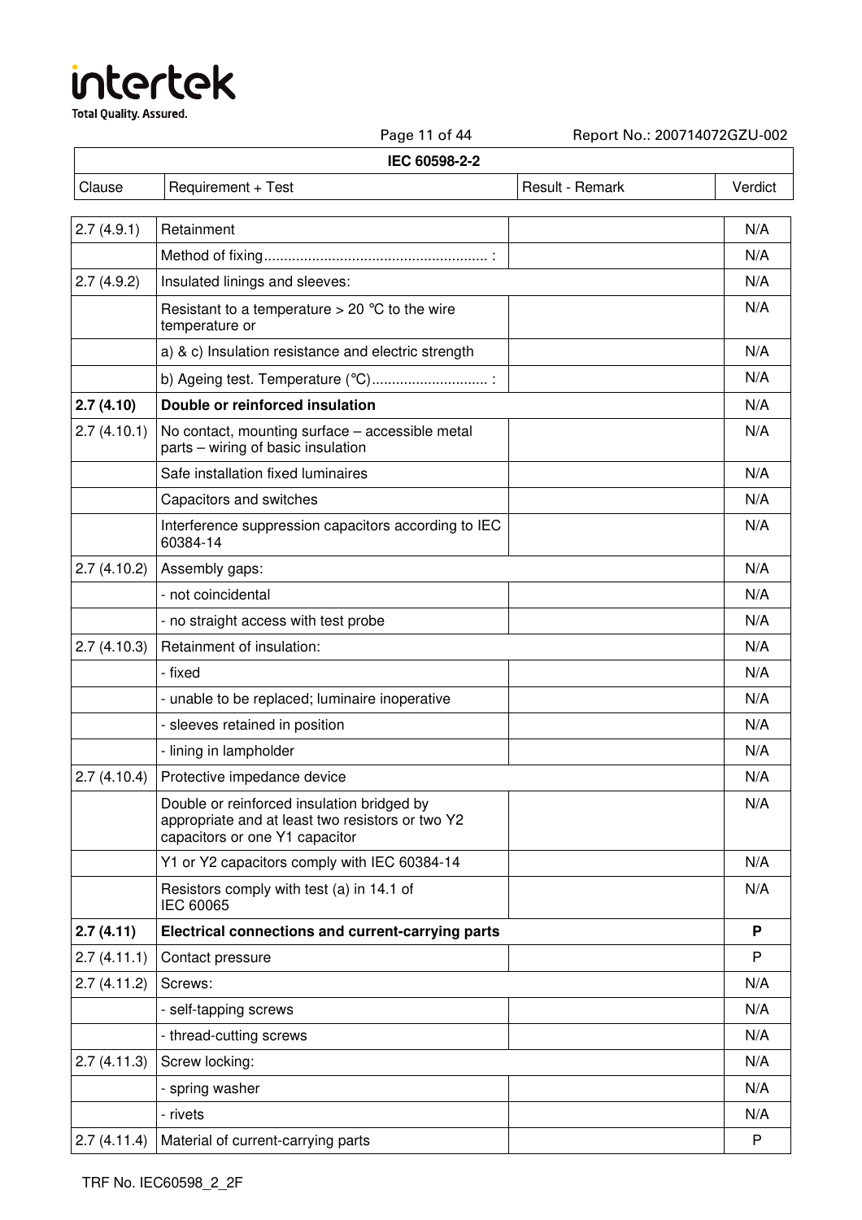| Clause | Requirement + Test | Result - Remark | Verdict |
|---|---|---|---|
| 2.7 (4.9.1) | Retainment | | N/A |
| | Method of fixing........................................................ : | | N/A |
| 2.7 (4.9.2) | Insulated linings and sleeves: | | N/A |
| | Resistant to a temperature > 20 °C to the wire temperature or | | N/A |
| | a) & c) Insulation resistance and electric strength | | N/A |
| | b) Ageing test. Temperature (°C)............................. : | | N/A |
| **2.7 (4.10)** | **Double or reinforced insulation** | | N/A |
| 2.7 (4.10.1) | No contact, mounting surface – accessible metal parts – wiring of basic insulation | | N/A |
| | Safe installation fixed luminaires | | N/A |
| | Capacitors and switches | | N/A |
| | Interference suppression capacitors according to IEC 60384-14 | | N/A |
| 2.7 (4.10.2) | Assembly gaps: | | N/A |
| | - not coincidental | | N/A |
| | - no straight access with test probe | | N/A |
| 2.7 (4.10.3) | Retainment of insulation: | | N/A |
| | - fixed | | N/A |
| | - unable to be replaced; luminaire inoperative | | N/A |
| | - sleeves retained in position | | N/A |
| | - lining in lampholder | | N/A |
| 2.7 (4.10.4) | Protective impedance device | | N/A |
| | Double or reinforced insulation bridged by appropriate and at least two resistors or two Y2 capacitors or one Y1 capacitor | | N/A |
| | Y1 or Y2 capacitors comply with IEC 60384-14 | | N/A |
| | Resistors comply with test (a) in 14.1 of IEC 60065 | | N/A |
| **2.7 (4.11)** | **Electrical connections and current-carrying parts** | | **P** |
| 2.7 (4.11.1) | Contact pressure | | P |
| 2.7 (4.11.2) | Screws: | | N/A |
| | - self-tapping screws | | N/A |
| | - thread-cutting screws | | N/A |
| 2.7 (4.11.3) | Screw locking: | | N/A |
| | - spring washer | | N/A |
| | - rivets | | N/A |
| 2.7 (4.11.4) | Material of current-carrying parts | | P |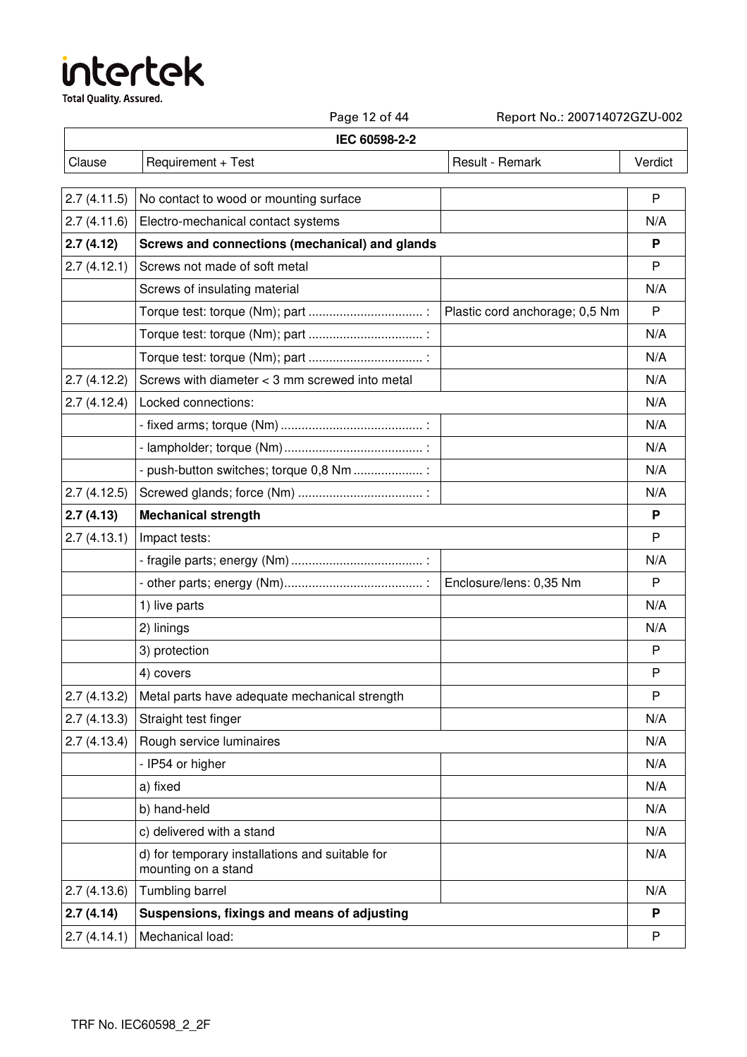**IEC 60598-2-2**

| Clause | Requirement + Test | Result - Remark | Verdict |
|---|---|---|---|
| 2.7 (4.11.5) | No contact to wood or mounting surface | | P |
| 2.7 (4.11.6) | Electro-mechanical contact systems | | N/A |
| **2.7 (4.12)** | **Screws and connections (mechanical) and glands** | | **P** |
| 2.7 (4.12.1) | Screws not made of soft metal | | P |
| | Screws of insulating material | | N/A |
| | Torque test: torque (Nm); part ................................ : | Plastic cord anchorage; 0,5 Nm | P |
| | Torque test: torque (Nm); part ................................ : | | N/A |
| | Torque test: torque (Nm); part ................................ : | | N/A |
| 2.7 (4.12.2) | Screws with diameter < 3 mm screwed into metal | | N/A |
| 2.7 (4.12.4) | Locked connections: | | N/A |
| | - fixed arms; torque (Nm) ......................................... : | | N/A |
| | - lampholder; torque (Nm)........................................ : | | N/A |
| | - push-button switches; torque 0,8 Nm .................... : | | N/A |
| 2.7 (4.12.5) | Screwed glands; force (Nm) ................................... : | | N/A |
| **2.7 (4.13)** | **Mechanical strength** | | **P** |
| 2.7 (4.13.1) | Impact tests: | | P |
| | - fragile parts; energy (Nm) ..................................... : | | N/A |
| | - other parts; energy (Nm)........................................ : | Enclosure/lens: 0,35 Nm | P |
| | 1) live parts | | N/A |
| | 2) linings | | N/A |
| | 3) protection | | P |
| | 4) covers | | P |
| 2.7 (4.13.2) | Metal parts have adequate mechanical strength | | P |
| 2.7 (4.13.3) | Straight test finger | | N/A |
| 2.7 (4.13.4) | Rough service luminaires | | N/A |
| | - IP54 or higher | | N/A |
| | a) fixed | | N/A |
| | b) hand-held | | N/A |
| | c) delivered with a stand | | N/A |
| | d) for temporary installations and suitable for mounting on a stand | | N/A |
| 2.7 (4.13.6) | Tumbling barrel | | N/A |
| **2.7 (4.14)** | **Suspensions, fixings and means of adjusting** | | **P** |
| 2.7 (4.14.1) | Mechanical load: | | P |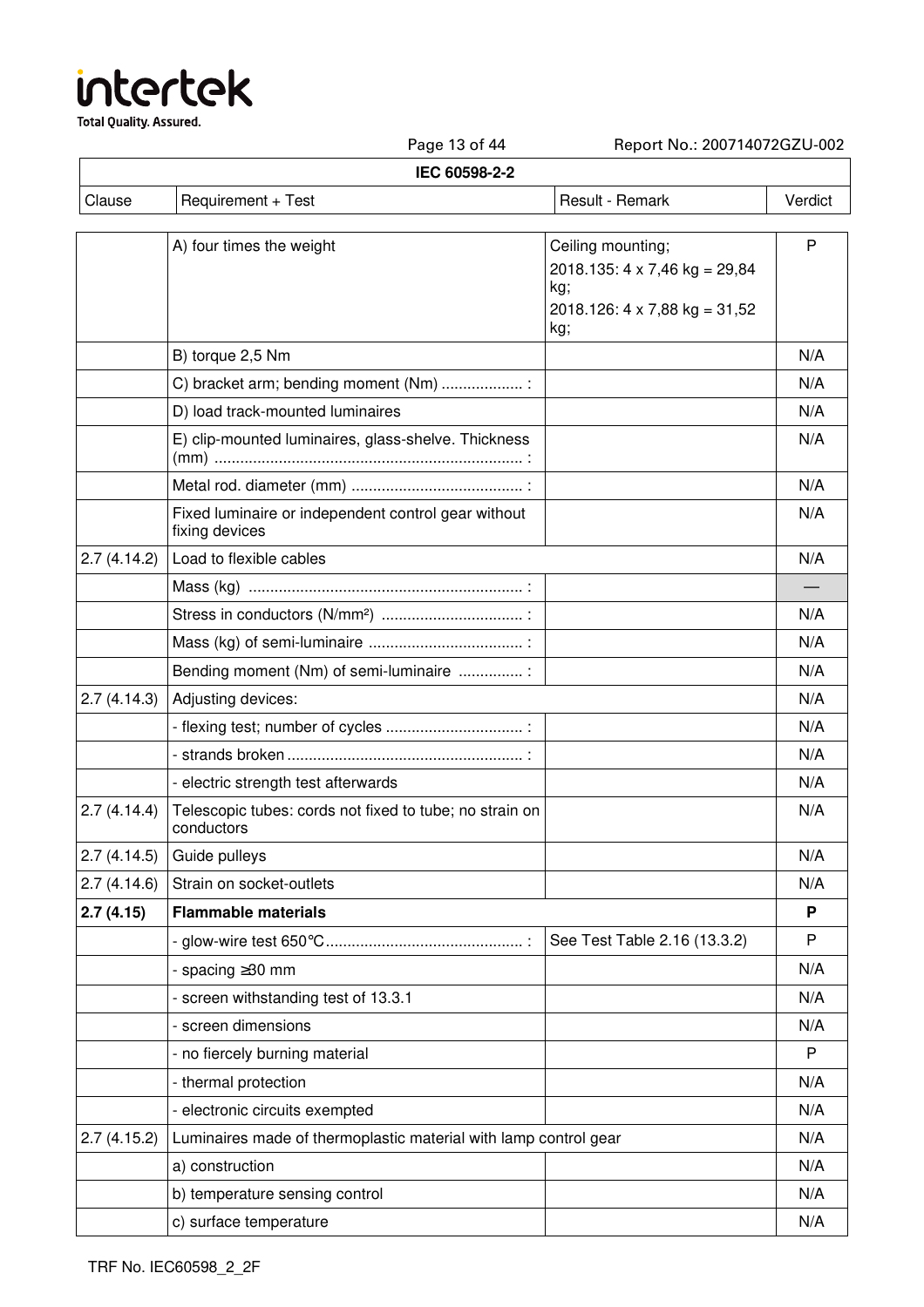**IEC 60598-2-2**

| Clause | Requirement + Test | Result - Remark | Verdict |
|---|---|---|---|
| | A) four times the weight | Ceiling mounting; 2018.135: 4 x 7,46 kg = 29,84 kg; 2018.126: 4 x 7,88 kg = 31,52 kg; | P |
| | B) torque 2,5 Nm | | N/A |
| | C) bracket arm; bending moment (Nm) ................... : | | N/A |
| | D) load track-mounted luminaires | | N/A |
| | E) clip-mounted luminaires, glass-shelve. Thickness (mm) ....................................................................... : | | N/A |
| | Metal rod. diameter (mm) ........................................ : | | N/A |
| | Fixed luminaire or independent control gear without fixing devices | | N/A |
| 2.7 (4.14.2) | Load to flexible cables | | N/A |
| | Mass (kg) ................................................................ : | | — |
| | Stress in conductors (N/mm²) ................................. : | | N/A |
| | Mass (kg) of semi-luminaire .................................... : | | N/A |
| | Bending moment (Nm) of semi-luminaire ............... : | | N/A |
| 2.7 (4.14.3) | Adjusting devices: | | N/A |
| | - flexing test; number of cycles ................................ : | | N/A |
| | - strands broken ....................................................... : | | N/A |
| | - electric strength test afterwards | | N/A |
| 2.7 (4.14.4) | Telescopic tubes: cords not fixed to tube; no strain on conductors | | N/A |
| 2.7 (4.14.5) | Guide pulleys | | N/A |
| 2.7 (4.14.6) | Strain on socket-outlets | | N/A |
| **2.7 (4.15)** | **Flammable materials** | | **P** |
| | - glow-wire test 650°C............................................. : | See Test Table 2.16 (13.3.2) | P |
| | - spacing ≥30 mm | | N/A |
| | - screen withstanding test of 13.3.1 | | N/A |
| | - screen dimensions | | N/A |
| | - no fiercely burning material | | P |
| | - thermal protection | | N/A |
| | - electronic circuits exempted | | N/A |
| 2.7 (4.15.2) | Luminaires made of thermoplastic material with lamp control gear | | N/A |
| | a) construction | | N/A |
| | b) temperature sensing control | | N/A |
| | c) surface temperature | | N/A |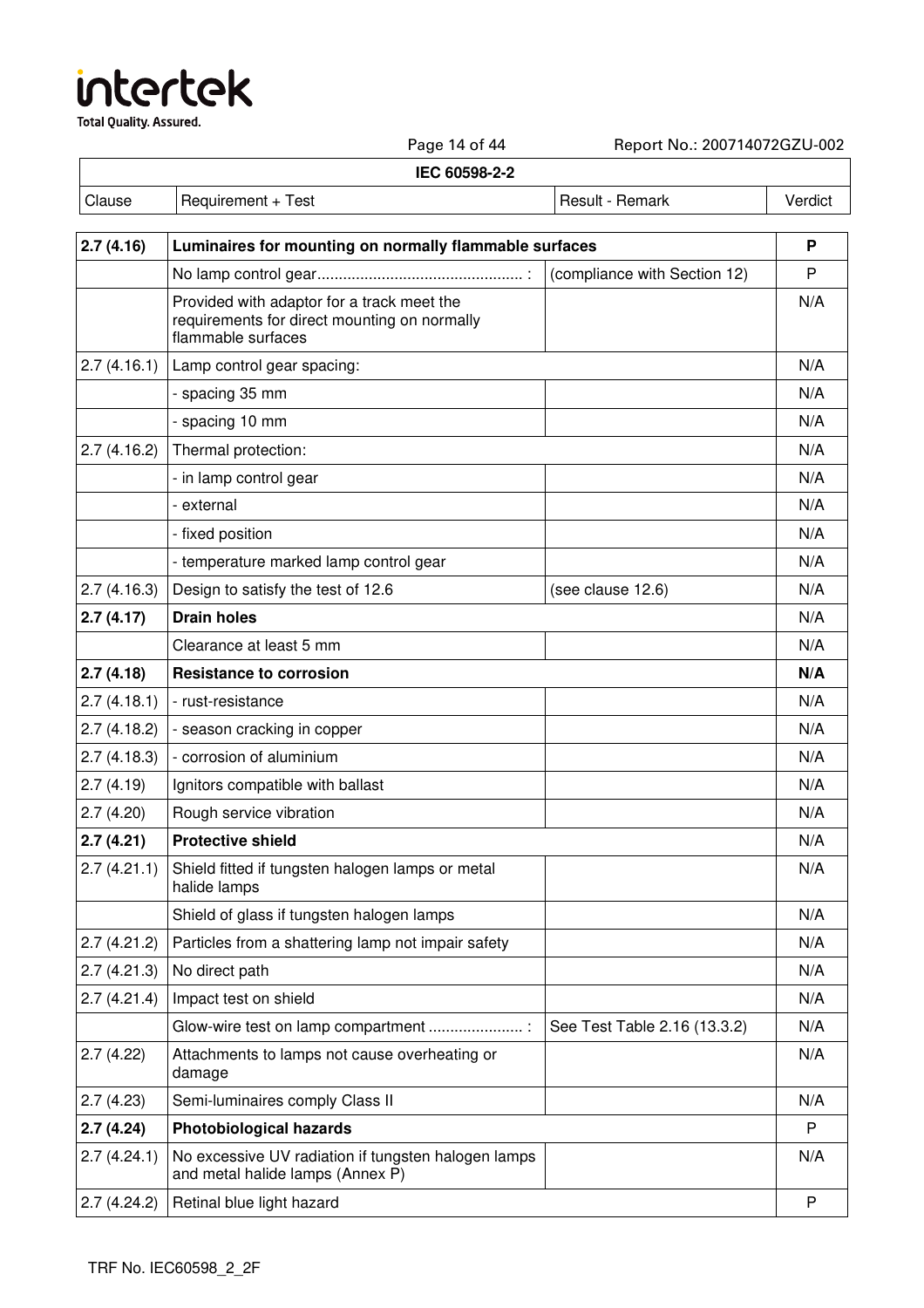| IEC 60598-2-2 | | | |
|---|---|---|---|
| Clause | Requirement + Test | Result - Remark | Verdict |

| | | | |
|---|---|---|---|
| **2.7 (4.16)** | **Luminaires for mounting on normally flammable surfaces** | | **P** |
| | No lamp control gear............................................... : | (compliance with Section 12) | P |
| | Provided with adaptor for a track meet the requirements for direct mounting on normally flammable surfaces | | N/A |
| 2.7 (4.16.1) | Lamp control gear spacing: | | N/A |
| | - spacing 35 mm | | N/A |
| | - spacing 10 mm | | N/A |
| 2.7 (4.16.2) | Thermal protection: | | N/A |
| | - in lamp control gear | | N/A |
| | - external | | N/A |
| | - fixed position | | N/A |
| | - temperature marked lamp control gear | | N/A |
| 2.7 (4.16.3) | Design to satisfy the test of 12.6 | (see clause 12.6) | N/A |
| **2.7 (4.17)** | **Drain holes** | | N/A |
| | Clearance at least 5 mm | | N/A |
| **2.7 (4.18)** | **Resistance to corrosion** | | **N/A** |
| 2.7 (4.18.1) | - rust-resistance | | N/A |
| 2.7 (4.18.2) | - season cracking in copper | | N/A |
| 2.7 (4.18.3) | - corrosion of aluminium | | N/A |
| 2.7 (4.19) | Ignitors compatible with ballast | | N/A |
| 2.7 (4.20) | Rough service vibration | | N/A |
| **2.7 (4.21)** | **Protective shield** | | N/A |
| 2.7 (4.21.1) | Shield fitted if tungsten halogen lamps or metal halide lamps | | N/A |
| | Shield of glass if tungsten halogen lamps | | N/A |
| 2.7 (4.21.2) | Particles from a shattering lamp not impair safety | | N/A |
| 2.7 (4.21.3) | No direct path | | N/A |
| 2.7 (4.21.4) | Impact test on shield | | N/A |
| | Glow-wire test on lamp compartment ...................... : | See Test Table 2.16 (13.3.2) | N/A |
| 2.7 (4.22) | Attachments to lamps not cause overheating or damage | | N/A |
| 2.7 (4.23) | Semi-luminaires comply Class II | | N/A |
| **2.7 (4.24)** | **Photobiological hazards** | | P |
| 2.7 (4.24.1) | No excessive UV radiation if tungsten halogen lamps and metal halide lamps (Annex P) | | N/A |
| 2.7 (4.24.2) | Retinal blue light hazard | | P |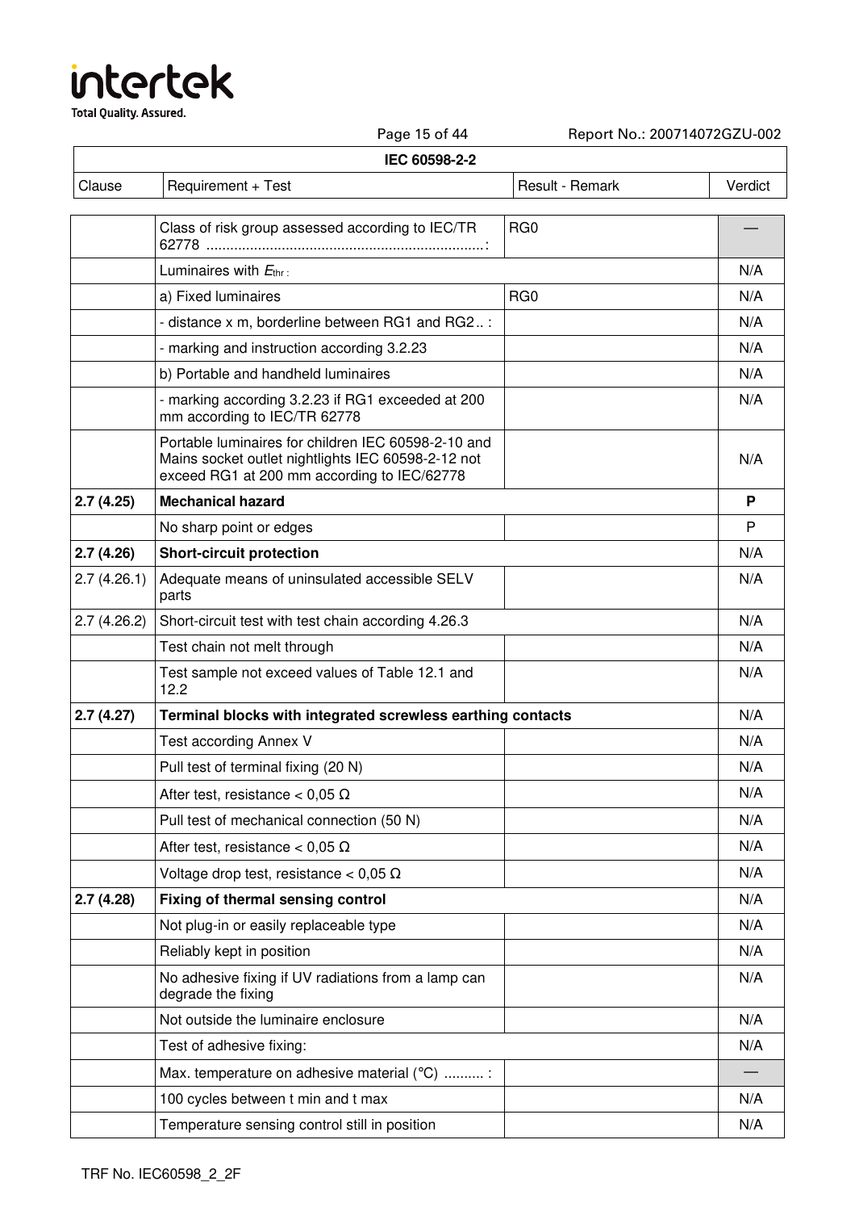**IEC 60598-2-2**

| Clause | Requirement + Test | Result - Remark | Verdict |
|---|---|---|---|
| | Class of risk group assessed according to IEC/TR 62778 ......................................................................: | RG0 | — |
| | Luminaires with $E_{thr}$ : | | N/A |
| | a) Fixed luminaires | RG0 | N/A |
| | - distance x m, borderline between RG1 and RG2.. : | | N/A |
| | - marking and instruction according 3.2.23 | | N/A |
| | b) Portable and handheld luminaires | | N/A |
| | - marking according 3.2.23 if RG1 exceeded at 200 mm according to IEC/TR 62778 | | N/A |
| | Portable luminaires for children IEC 60598-2-10 and Mains socket outlet nightlights IEC 60598-2-12 not exceed RG1 at 200 mm according to IEC/62778 | | N/A |
| **2.7 (4.25)** | **Mechanical hazard** | | **P** |
| | No sharp point or edges | | P |
| **2.7 (4.26)** | **Short-circuit protection** | | N/A |
| 2.7 (4.26.1) | Adequate means of uninsulated accessible SELV parts | | N/A |
| 2.7 (4.26.2) | Short-circuit test with test chain according 4.26.3 | | N/A |
| | Test chain not melt through | | N/A |
| | Test sample not exceed values of Table 12.1 and 12.2 | | N/A |
| **2.7 (4.27)** | **Terminal blocks with integrated screwless earthing contacts** | | N/A |
| | Test according Annex V | | N/A |
| | Pull test of terminal fixing (20 N) | | N/A |
| | After test, resistance < 0,05 Ω | | N/A |
| | Pull test of mechanical connection (50 N) | | N/A |
| | After test, resistance < 0,05 Ω | | N/A |
| | Voltage drop test, resistance < 0,05 Ω | | N/A |
| **2.7 (4.28)** | **Fixing of thermal sensing control** | | N/A |
| | Not plug-in or easily replaceable type | | N/A |
| | Reliably kept in position | | N/A |
| | No adhesive fixing if UV radiations from a lamp can degrade the fixing | | N/A |
| | Not outside the luminaire enclosure | | N/A |
| | Test of adhesive fixing: | | N/A |
| | Max. temperature on adhesive material (°C) .......... : | | — |
| | 100 cycles between t min and t max | | N/A |
| | Temperature sensing control still in position | | N/A |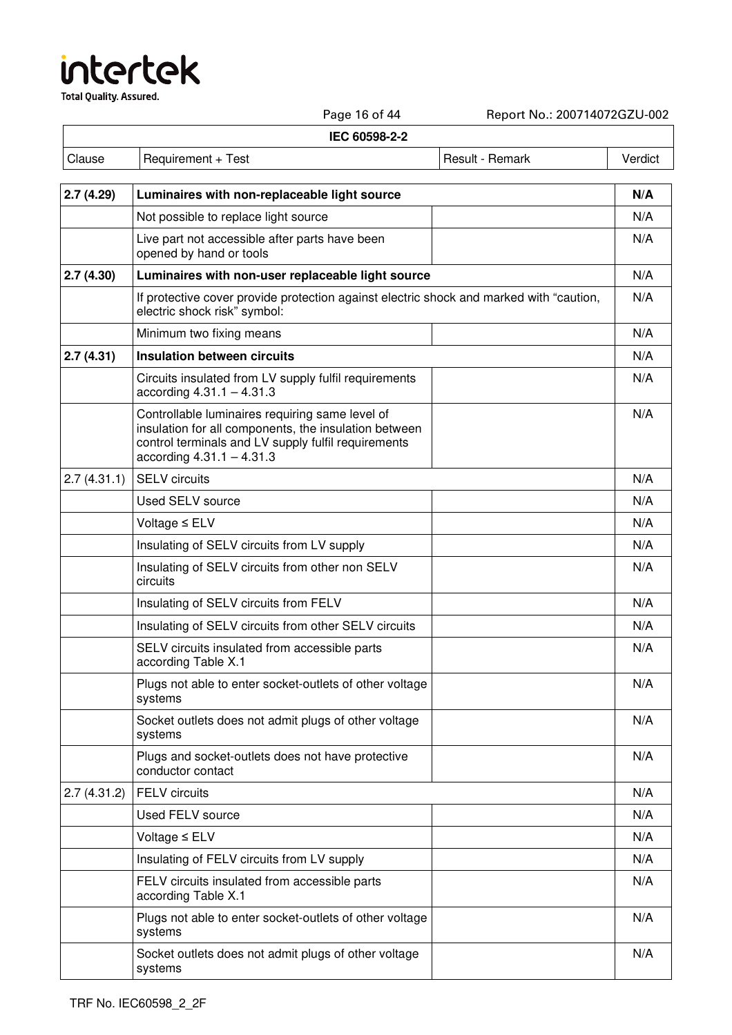| Clause | Requirement + Test | Result - Remark | Verdict |
|---|---|---|---|
| **2.7 (4.29)** | **Luminaires with non-replaceable light source** | | **N/A** |
| | Not possible to replace light source | | N/A |
| | Live part not accessible after parts have been opened by hand or tools | | N/A |
| **2.7 (4.30)** | **Luminaires with non-user replaceable light source** | | N/A |
| | If protective cover provide protection against electric shock and marked with "caution, electric shock risk" symbol: | | N/A |
| | Minimum two fixing means | | N/A |
| **2.7 (4.31)** | **Insulation between circuits** | | N/A |
| | Circuits insulated from LV supply fulfil requirements according 4.31.1 – 4.31.3 | | N/A |
| | Controllable luminaires requiring same level of insulation for all components, the insulation between control terminals and LV supply fulfil requirements according 4.31.1 – 4.31.3 | | N/A |
| 2.7 (4.31.1) | SELV circuits | | N/A |
| | Used SELV source | | N/A |
| | Voltage ≤ ELV | | N/A |
| | Insulating of SELV circuits from LV supply | | N/A |
| | Insulating of SELV circuits from other non SELV circuits | | N/A |
| | Insulating of SELV circuits from FELV | | N/A |
| | Insulating of SELV circuits from other SELV circuits | | N/A |
| | SELV circuits insulated from accessible parts according Table X.1 | | N/A |
| | Plugs not able to enter socket-outlets of other voltage systems | | N/A |
| | Socket outlets does not admit plugs of other voltage systems | | N/A |
| | Plugs and socket-outlets does not have protective conductor contact | | N/A |
| 2.7 (4.31.2) | FELV circuits | | N/A |
| | Used FELV source | | N/A |
| | Voltage ≤ ELV | | N/A |
| | Insulating of FELV circuits from LV supply | | N/A |
| | FELV circuits insulated from accessible parts according Table X.1 | | N/A |
| | Plugs not able to enter socket-outlets of other voltage systems | | N/A |
| | Socket outlets does not admit plugs of other voltage systems | | N/A |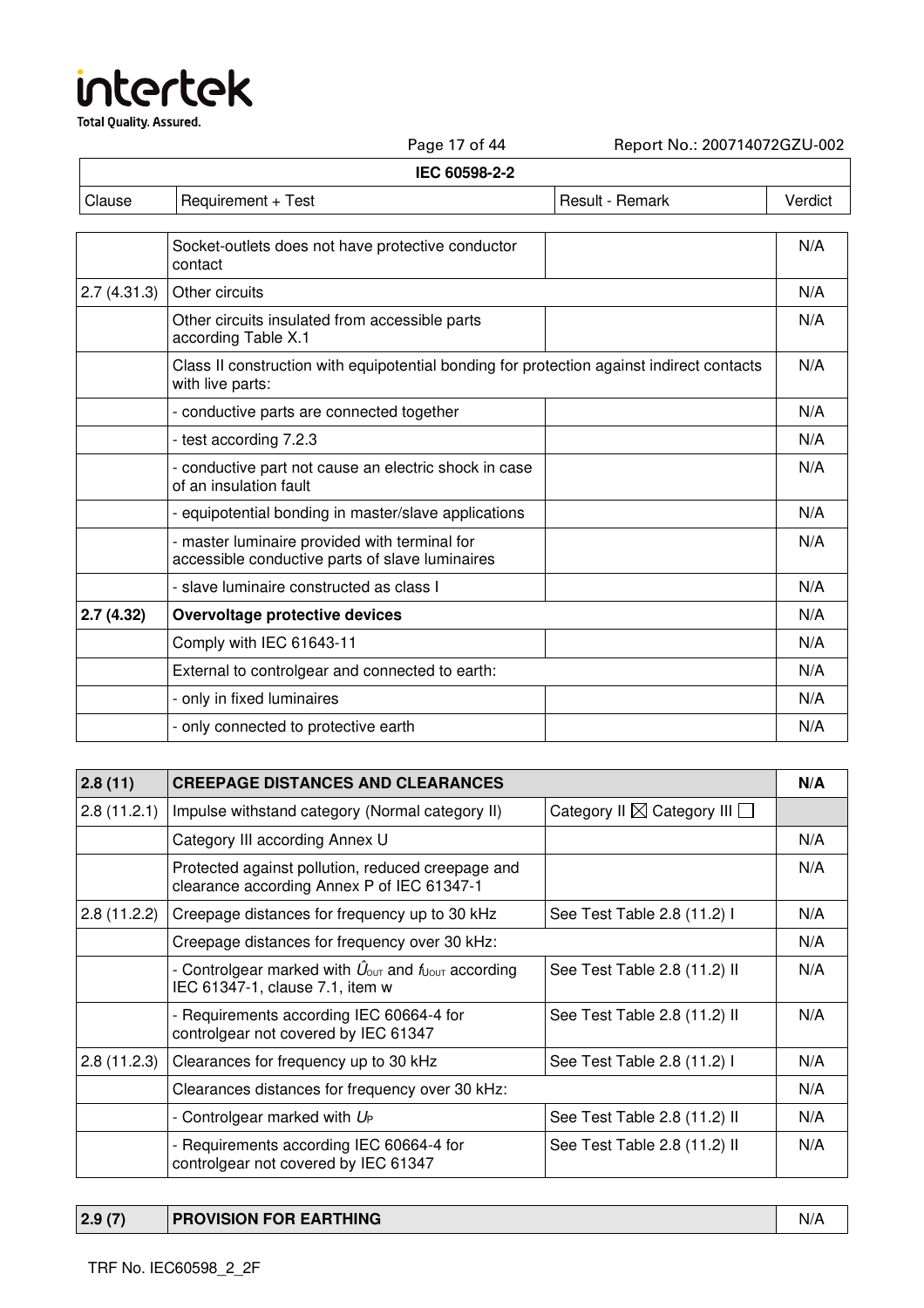**IEC 60598-2-2**

| Clause | Requirement + Test | Result - Remark | Verdict |
|---|---|---|---|
| | Socket-outlets does not have protective conductor contact | | N/A |
| 2.7 (4.31.3) | Other circuits | | N/A |
| | Other circuits insulated from accessible parts according Table X.1 | | N/A |
| | Class II construction with equipotential bonding for protection against indirect contacts with live parts: | | N/A |
| | - conductive parts are connected together | | N/A |
| | - test according 7.2.3 | | N/A |
| | - conductive part not cause an electric shock in case of an insulation fault | | N/A |
| | - equipotential bonding in master/slave applications | | N/A |
| | - master luminaire provided with terminal for accessible conductive parts of slave luminaires | | N/A |
| | - slave luminaire constructed as class I | | N/A |
| **2.7 (4.32)** | **Overvoltage protective devices** | | N/A |
| | Comply with IEC 61643-11 | | N/A |
| | External to controlgear and connected to earth: | | N/A |
| | - only in fixed luminaires | | N/A |
| | - only connected to protective earth | | N/A |

| Clause | Requirement + Test | Result - Remark | Verdict |
|---|---|---|---|
| **2.8 (11)** | **CREEPAGE DISTANCES AND CLEARANCES** | | **N/A** |
| 2.8 (11.2.1) | Impulse withstand category (Normal category II) | Category II ☒ Category III ☐ | |
| | Category III according Annex U | | N/A |
| | Protected against pollution, reduced creepage and clearance according Annex P of IEC 61347-1 | | N/A |
| 2.8 (11.2.2) | Creepage distances for frequency up to 30 kHz | See Test Table 2.8 (11.2) I | N/A |
| | Creepage distances for frequency over 30 kHz: | | N/A |
| | - Controlgear marked with $\hat{U}_{OUT}$ and $f_{U_{OUT}}$ according IEC 61347-1, clause 7.1, item w | See Test Table 2.8 (11.2) II | N/A |
| | - Requirements according IEC 60664-4 for controlgear not covered by IEC 61347 | See Test Table 2.8 (11.2) II | N/A |
| 2.8 (11.2.3) | Clearances for frequency up to 30 kHz | See Test Table 2.8 (11.2) I | N/A |
| | Clearances distances for frequency over 30 kHz: | | N/A |
| | - Controlgear marked with $U_P$ | See Test Table 2.8 (11.2) II | N/A |
| | - Requirements according IEC 60664-4 for controlgear not covered by IEC 61347 | See Test Table 2.8 (11.2) II | N/A |

| Clause | Requirement + Test | Result - Remark | Verdict |
|---|---|---|---|
| **2.9 (7)** | **PROVISION FOR EARTHING** | | N/A |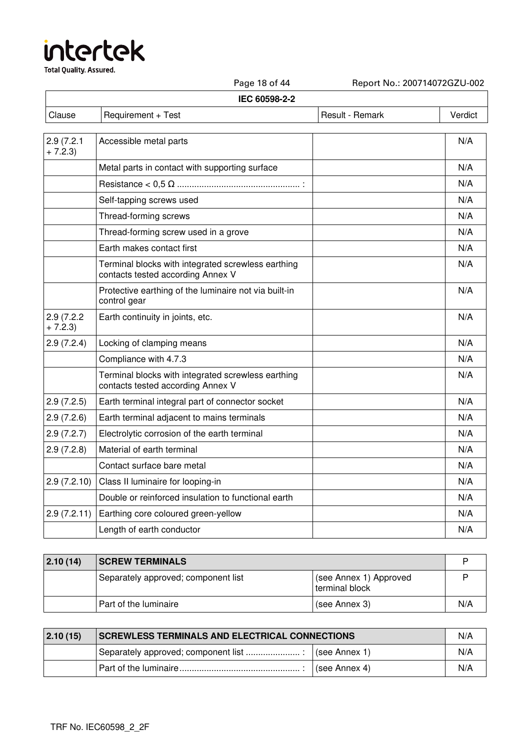| IEC 60598-2-2 | | | |
|---|---|---|---|
| Clause | Requirement + Test | Result - Remark | Verdict |
| 2.9 (7.2.1 + 7.2.3) | Accessible metal parts | | N/A |
| | Metal parts in contact with supporting surface | | N/A |
| | Resistance < 0,5 Ω ................................................ : | | N/A |
| | Self-tapping screws used | | N/A |
| | Thread-forming screws | | N/A |
| | Thread-forming screw used in a grove | | N/A |
| | Earth makes contact first | | N/A |
| | Terminal blocks with integrated screwless earthing contacts tested according Annex V | | N/A |
| | Protective earthing of the luminaire not via built-in control gear | | N/A |
| 2.9 (7.2.2 + 7.2.3) | Earth continuity in joints, etc. | | N/A |
| 2.9 (7.2.4) | Locking of clamping means | | N/A |
| | Compliance with 4.7.3 | | N/A |
| | Terminal blocks with integrated screwless earthing contacts tested according Annex V | | N/A |
| 2.9 (7.2.5) | Earth terminal integral part of connector socket | | N/A |
| 2.9 (7.2.6) | Earth terminal adjacent to mains terminals | | N/A |
| 2.9 (7.2.7) | Electrolytic corrosion of the earth terminal | | N/A |
| 2.9 (7.2.8) | Material of earth terminal | | N/A |
| | Contact surface bare metal | | N/A |
| 2.9 (7.2.10) | Class II luminaire for looping-in | | N/A |
| | Double or reinforced insulation to functional earth | | N/A |
| 2.9 (7.2.11) | Earthing core coloured green-yellow | | N/A |
| | Length of earth conductor | | N/A |

| **2.10 (14)** | **SCREW TERMINALS** | | P |
|---|---|---|---|
| | Separately approved; component list | (see Annex 1) Approved terminal block | P |
| | Part of the luminaire | (see Annex 3) | N/A |

| **2.10 (15)** | **SCREWLESS TERMINALS AND ELECTRICAL CONNECTIONS** | | N/A |
|---|---|---|---|
| | Separately approved; component list ..................... : | (see Annex 1) | N/A |
| | Part of the luminaire................................................ : | (see Annex 4) | N/A |

TRF No. IEC60598_2_2F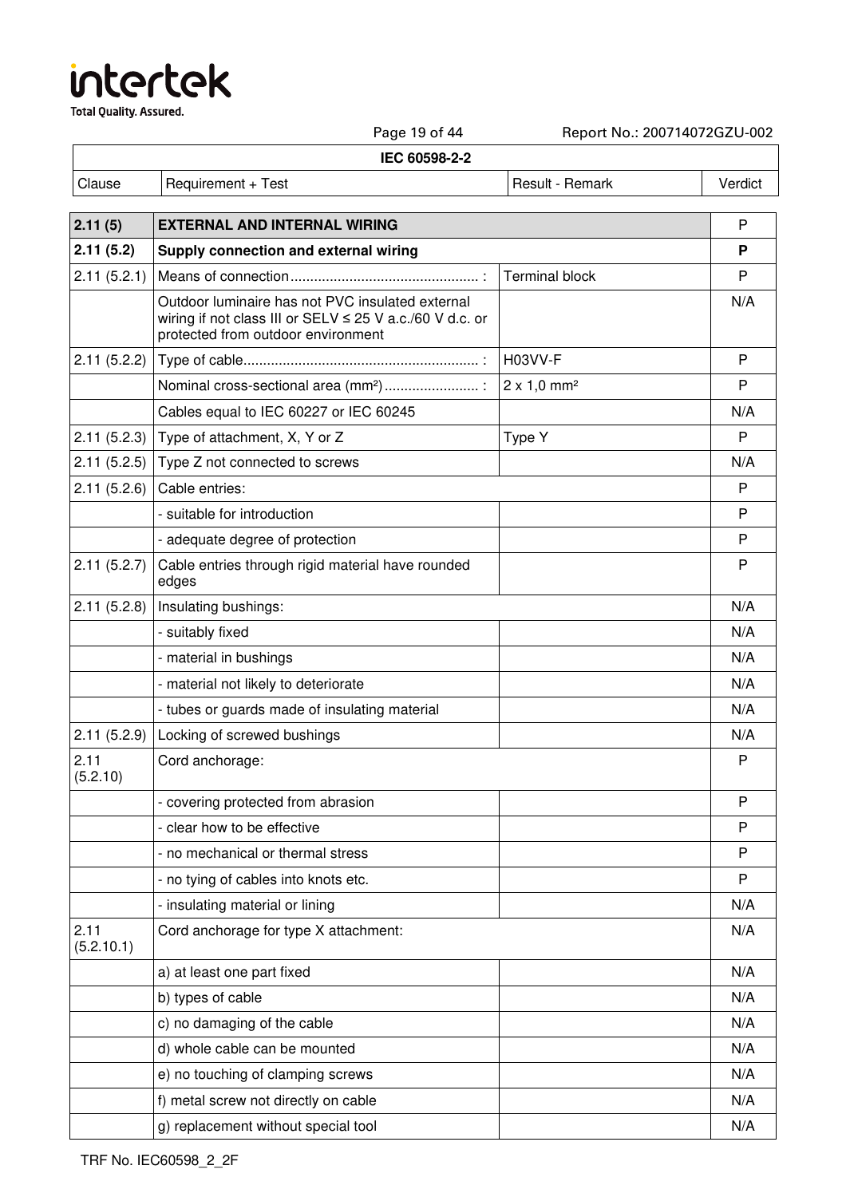**IEC 60598-2-2**

| Clause | Requirement + Test | Result - Remark | Verdict |
|---|---|---|---|
| **2.11 (5)** | **EXTERNAL AND INTERNAL WIRING** | | P |
| **2.11 (5.2)** | **Supply connection and external wiring** | | **P** |
| 2.11 (5.2.1) | Means of connection ............................................... : | Terminal block | P |
| | Outdoor luminaire has not PVC insulated external wiring if not class III or SELV ≤ 25 V a.c./60 V d.c. or protected from outdoor environment | | N/A |
| 2.11 (5.2.2) | Type of cable........................................................... : | H03VV-F | P |
| | Nominal cross-sectional area (mm²)........................ : | 2 x 1,0 mm² | P |
| | Cables equal to IEC 60227 or IEC 60245 | | N/A |
| 2.11 (5.2.3) | Type of attachment, X, Y or Z | Type Y | P |
| 2.11 (5.2.5) | Type Z not connected to screws | | N/A |
| 2.11 (5.2.6) | Cable entries: | | P |
| | - suitable for introduction | | P |
| | - adequate degree of protection | | P |
| 2.11 (5.2.7) | Cable entries through rigid material have rounded edges | | P |
| 2.11 (5.2.8) | Insulating bushings: | | N/A |
| | - suitably fixed | | N/A |
| | - material in bushings | | N/A |
| | - material not likely to deteriorate | | N/A |
| | - tubes or guards made of insulating material | | N/A |
| 2.11 (5.2.9) | Locking of screwed bushings | | N/A |
| 2.11 (5.2.10) | Cord anchorage: | | P |
| | - covering protected from abrasion | | P |
| | - clear how to be effective | | P |
| | - no mechanical or thermal stress | | P |
| | - no tying of cables into knots etc. | | P |
| | - insulating material or lining | | N/A |
| 2.11 (5.2.10.1) | Cord anchorage for type X attachment: | | N/A |
| | a) at least one part fixed | | N/A |
| | b) types of cable | | N/A |
| | c) no damaging of the cable | | N/A |
| | d) whole cable can be mounted | | N/A |
| | e) no touching of clamping screws | | N/A |
| | f) metal screw not directly on cable | | N/A |
| | g) replacement without special tool | | N/A |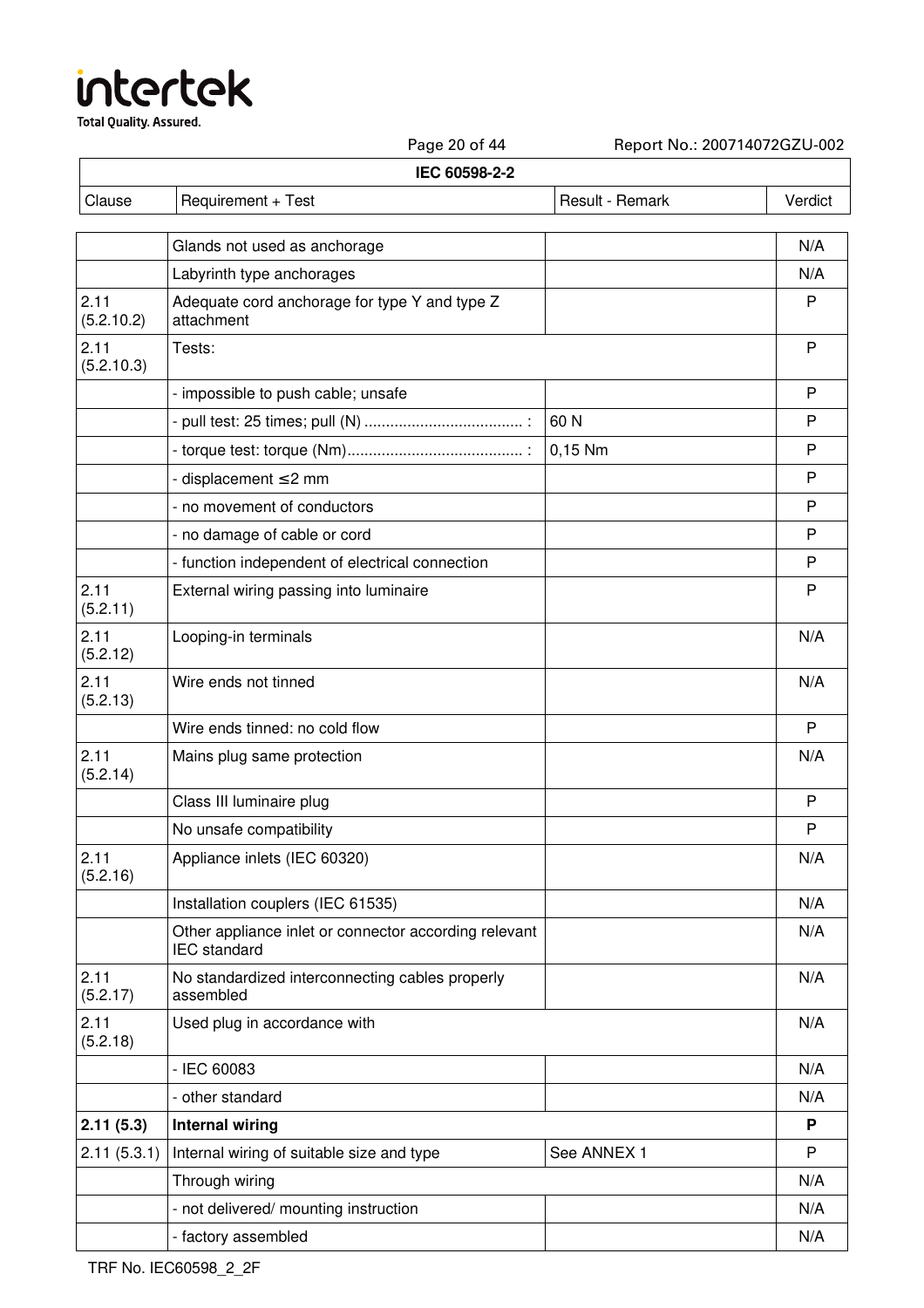| Clause | Requirement + Test | Result - Remark | Verdict |
|---|---|---|---|
| | IEC 60598-2-2 | | |
| | Glands not used as anchorage | | N/A |
| | Labyrinth type anchorages | | N/A |
| 2.11 (5.2.10.2) | Adequate cord anchorage for type Y and type Z attachment | | P |
| 2.11 (5.2.10.3) | Tests: | | P |
| | - impossible to push cable; unsafe | | P |
| | - pull test: 25 times; pull (N) ..................................... : | 60 N | P |
| | - torque test: torque (Nm)......................................... : | 0,15 Nm | P |
| | - displacement ≤2 mm | | P |
| | - no movement of conductors | | P |
| | - no damage of cable or cord | | P |
| | - function independent of electrical connection | | P |
| 2.11 (5.2.11) | External wiring passing into luminaire | | P |
| 2.11 (5.2.12) | Looping-in terminals | | N/A |
| 2.11 (5.2.13) | Wire ends not tinned | | N/A |
| | Wire ends tinned: no cold flow | | P |
| 2.11 (5.2.14) | Mains plug same protection | | N/A |
| | Class III luminaire plug | | P |
| | No unsafe compatibility | | P |
| 2.11 (5.2.16) | Appliance inlets (IEC 60320) | | N/A |
| | Installation couplers (IEC 61535) | | N/A |
| | Other appliance inlet or connector according relevant IEC standard | | N/A |
| 2.11 (5.2.17) | No standardized interconnecting cables properly assembled | | N/A |
| 2.11 (5.2.18) | Used plug in accordance with | | N/A |
| | - IEC 60083 | | N/A |
| | - other standard | | N/A |
| **2.11 (5.3)** | **Internal wiring** | | **P** |
| 2.11 (5.3.1) | Internal wiring of suitable size and type | See ANNEX 1 | P |
| | Through wiring | | N/A |
| | - not delivered/ mounting instruction | | N/A |
| | - factory assembled | | N/A |

TRF No. IEC60598_2_2F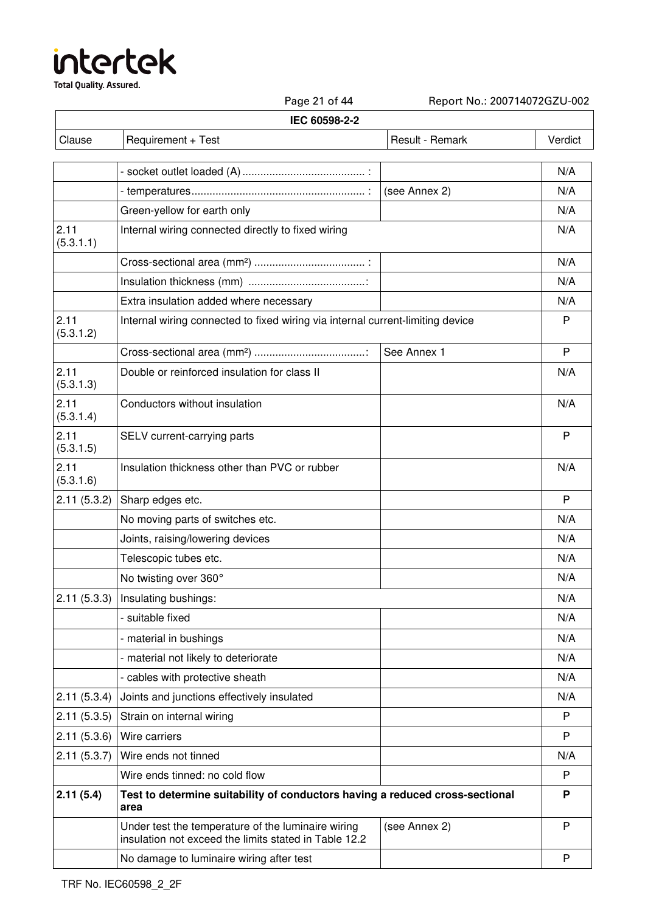| Clause | Requirement + Test | Result - Remark | Verdict |
|---|---|---|---|
| | - socket outlet loaded (A) ......................................... : | | N/A |
| | - temperatures.......................................................... : | (see Annex 2) | N/A |
| | Green-yellow for earth only | | N/A |
| 2.11 (5.3.1.1) | Internal wiring connected directly to fixed wiring | | N/A |
| | Cross-sectional area (mm²) .................................... : | | N/A |
| | Insulation thickness (mm) .......................................: | | N/A |
| | Extra insulation added where necessary | | N/A |
| 2.11 (5.3.1.2) | Internal wiring connected to fixed wiring via internal current-limiting device | | P |
| | Cross-sectional area (mm²) .....................................: | See Annex 1 | P |
| 2.11 (5.3.1.3) | Double or reinforced insulation for class II | | N/A |
| 2.11 (5.3.1.4) | Conductors without insulation | | N/A |
| 2.11 (5.3.1.5) | SELV current-carrying parts | | P |
| 2.11 (5.3.1.6) | Insulation thickness other than PVC or rubber | | N/A |
| 2.11 (5.3.2) | Sharp edges etc. | | P |
| | No moving parts of switches etc. | | N/A |
| | Joints, raising/lowering devices | | N/A |
| | Telescopic tubes etc. | | N/A |
| | No twisting over 360° | | N/A |
| 2.11 (5.3.3) | Insulating bushings: | | N/A |
| | - suitable fixed | | N/A |
| | - material in bushings | | N/A |
| | - material not likely to deteriorate | | N/A |
| | - cables with protective sheath | | N/A |
| 2.11 (5.3.4) | Joints and junctions effectively insulated | | N/A |
| 2.11 (5.3.5) | Strain on internal wiring | | P |
| 2.11 (5.3.6) | Wire carriers | | P |
| 2.11 (5.3.7) | Wire ends not tinned | | N/A |
| | Wire ends tinned: no cold flow | | P |
| **2.11 (5.4)** | **Test to determine suitability of conductors having a reduced cross-sectional area** | | **P** |
| | Under test the temperature of the luminaire wiring insulation not exceed the limits stated in Table 12.2 | (see Annex 2) | P |
| | No damage to luminaire wiring after test | | P |

TRF No. IEC60598_2_2F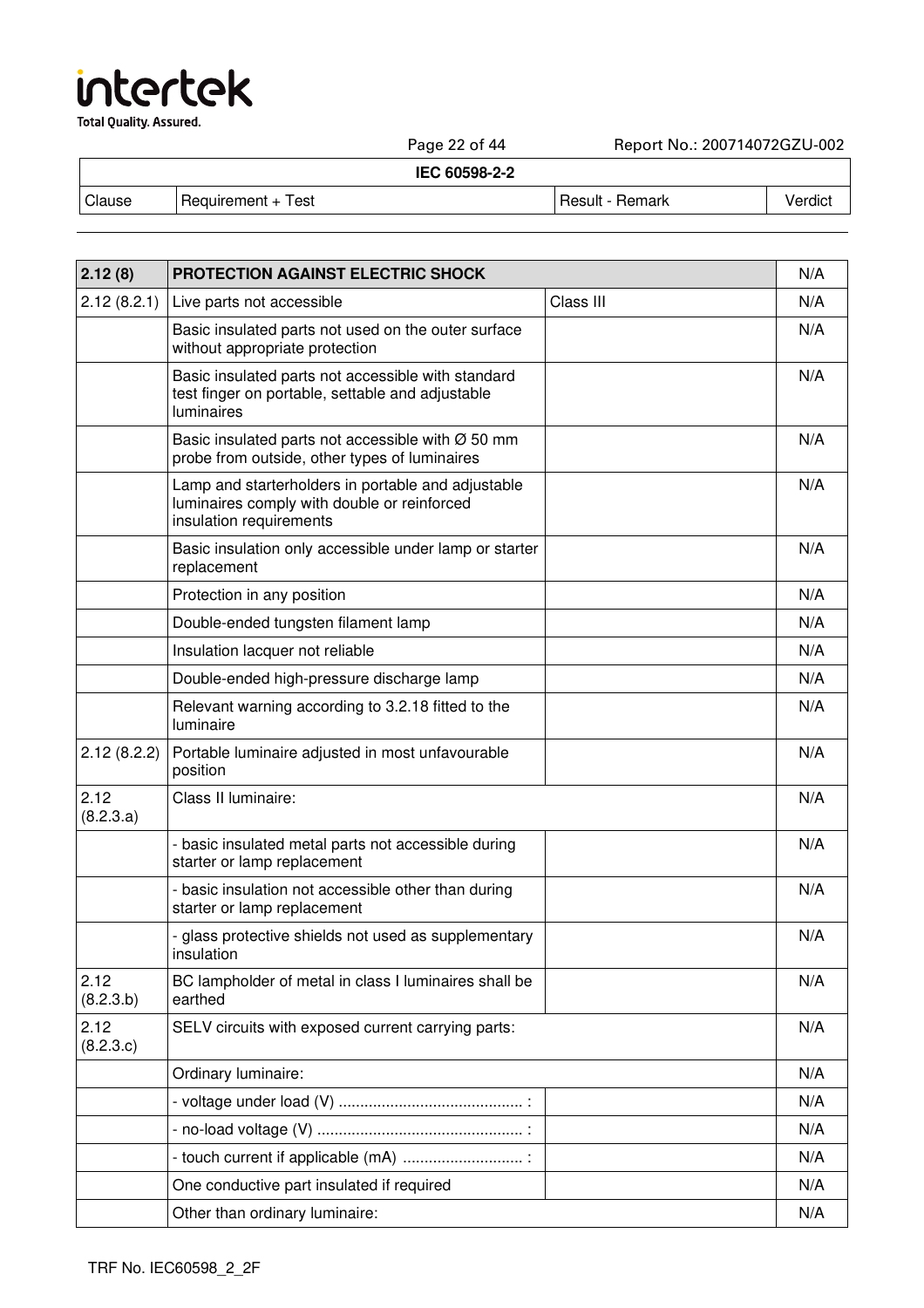**IEC 60598-2-2**

| Clause | Requirement + Test | Result - Remark | Verdict |
|---|---|---|---|
| **2.12 (8)** | **PROTECTION AGAINST ELECTRIC SHOCK** | | N/A |
| 2.12 (8.2.1) | Live parts not accessible | Class III | N/A |
| | Basic insulated parts not used on the outer surface without appropriate protection | | N/A |
| | Basic insulated parts not accessible with standard test finger on portable, settable and adjustable luminaires | | N/A |
| | Basic insulated parts not accessible with Ø 50 mm probe from outside, other types of luminaires | | N/A |
| | Lamp and starterholders in portable and adjustable luminaires comply with double or reinforced insulation requirements | | N/A |
| | Basic insulation only accessible under lamp or starter replacement | | N/A |
| | Protection in any position | | N/A |
| | Double-ended tungsten filament lamp | | N/A |
| | Insulation lacquer not reliable | | N/A |
| | Double-ended high-pressure discharge lamp | | N/A |
| | Relevant warning according to 3.2.18 fitted to the luminaire | | N/A |
| 2.12 (8.2.2) | Portable luminaire adjusted in most unfavourable position | | N/A |
| 2.12 (8.2.3.a) | Class II luminaire: | | N/A |
| | - basic insulated metal parts not accessible during starter or lamp replacement | | N/A |
| | - basic insulation not accessible other than during starter or lamp replacement | | N/A |
| | - glass protective shields not used as supplementary insulation | | N/A |
| 2.12 (8.2.3.b) | BC lampholder of metal in class I luminaires shall be earthed | | N/A |
| 2.12 (8.2.3.c) | SELV circuits with exposed current carrying parts: | | N/A |
| | Ordinary luminaire: | | N/A |
| | - voltage under load (V) .......................................... : | | N/A |
| | - no-load voltage (V) ............................................... : | | N/A |
| | - touch current if applicable (mA) ........................... : | | N/A |
| | One conductive part insulated if required | | N/A |
| | Other than ordinary luminaire: | | N/A |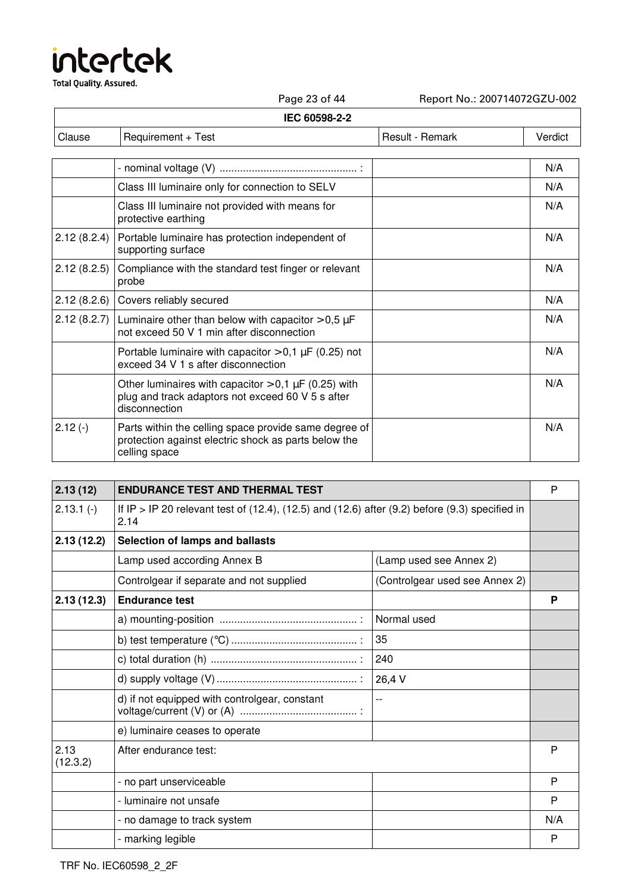| Clause | Requirement + Test | Result - Remark | Verdict |
|---|---|---|---|
| | - nominal voltage (V) .............................................. : | | N/A |
| | Class III luminaire only for connection to SELV | | N/A |
| | Class III luminaire not provided with means for protective earthing | | N/A |
| 2.12 (8.2.4) | Portable luminaire has protection independent of supporting surface | | N/A |
| 2.12 (8.2.5) | Compliance with the standard test finger or relevant probe | | N/A |
| 2.12 (8.2.6) | Covers reliably secured | | N/A |
| 2.12 (8.2.7) | Luminaire other than below with capacitor >0,5 µF not exceed 50 V 1 min after disconnection | | N/A |
| | Portable luminaire with capacitor >0,1 µF (0.25) not exceed 34 V 1 s after disconnection | | N/A |
| | Other luminaires with capacitor >0,1 µF (0.25) with plug and track adaptors not exceed 60 V 5 s after disconnection | | N/A |
| 2.12 (-) | Parts within the celling space provide same degree of protection against electric shock as parts below the celling space | | N/A |

| Clause | Requirement + Test | Result - Remark | Verdict |
|---|---|---|---|
| **2.13 (12)** | **ENDURANCE TEST AND THERMAL TEST** | | P |
| 2.13.1 (-) | If IP > IP 20 relevant test of (12.4), (12.5) and (12.6) after (9.2) before (9.3) specified in 2.14 | | |
| **2.13 (12.2)** | **Selection of lamps and ballasts** | | |
| | Lamp used according Annex B | (Lamp used see Annex 2) | |
| | Controlgear if separate and not supplied | (Controlgear used see Annex 2) | |
| **2.13 (12.3)** | **Endurance test** | | **P** |
| | a) mounting-position .............................................. : | Normal used | |
| | b) test temperature (°C) .......................................... : | 35 | |
| | c) total duration (h) ................................................. : | 240 | |
| | d) supply voltage (V) ............................................... : | 26,4 V | |
| | d) if not equipped with controlgear, constant voltage/current (V) or (A) ....................................... : | -- | |
| | e) luminaire ceases to operate | | |
| 2.13 (12.3.2) | After endurance test: | | P |
| | - no part unserviceable | | P |
| | - luminaire not unsafe | | P |
| | - no damage to track system | | N/A |
| | - marking legible | | P |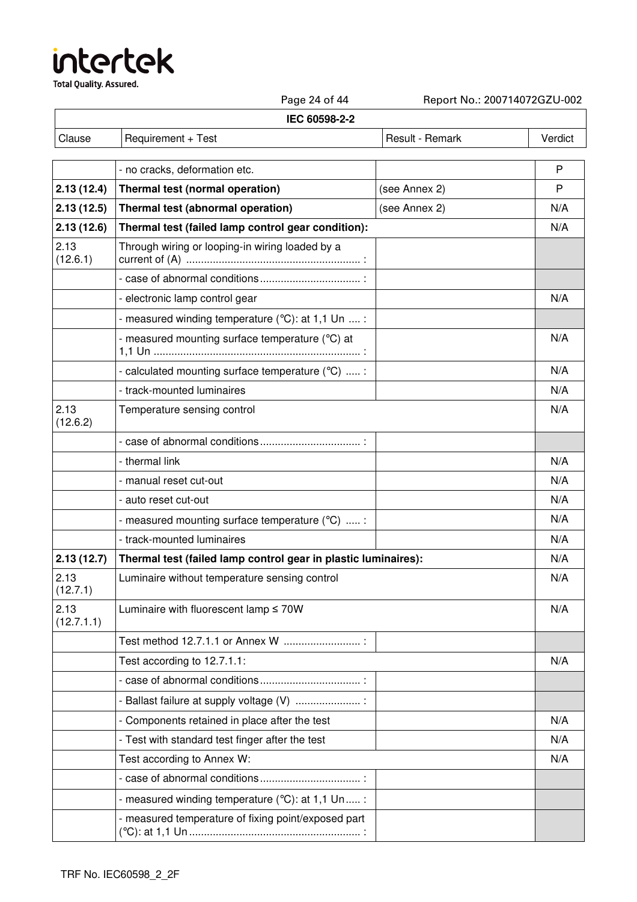| Clause | Requirement + Test | Result - Remark | Verdict |
|---|---|---|---|
| | - no cracks, deformation etc. | | P |
| **2.13 (12.4)** | **Thermal test (normal operation)** | (see Annex 2) | P |
| **2.13 (12.5)** | **Thermal test (abnormal operation)** | (see Annex 2) | N/A |
| **2.13 (12.6)** | **Thermal test (failed lamp control gear condition):** | | N/A |
| 2.13 (12.6.1) | Through wiring or looping-in wiring loaded by a current of (A) ............................................................ : | | |
| | - case of abnormal conditions.................................. : | | |
| | - electronic lamp control gear | | N/A |
| | - measured winding temperature (°C): at 1,1 Un .... : | | |
| | - measured mounting surface temperature (°C) at 1,1 Un ...................................................................... : | | N/A |
| | - calculated mounting surface temperature (°C) ..... : | | N/A |
| | - track-mounted luminaires | | N/A |
| 2.13 (12.6.2) | Temperature sensing control | | N/A |
| | - case of abnormal conditions.................................. : | | |
| | - thermal link | | N/A |
| | - manual reset cut-out | | N/A |
| | - auto reset cut-out | | N/A |
| | - measured mounting surface temperature (°C) ..... : | | N/A |
| | - track-mounted luminaires | | N/A |
| **2.13 (12.7)** | **Thermal test (failed lamp control gear in plastic luminaires):** | | N/A |
| 2.13 (12.7.1) | Luminaire without temperature sensing control | | N/A |
| 2.13 (12.7.1.1) | Luminaire with fluorescent lamp ≤ 70W | | N/A |
| | Test method 12.7.1.1 or Annex W .......................... : | | |
| | Test according to 12.7.1.1: | | N/A |
| | - case of abnormal conditions.................................. : | | |
| | - Ballast failure at supply voltage (V) ...................... : | | |
| | - Components retained in place after the test | | N/A |
| | - Test with standard test finger after the test | | N/A |
| | Test according to Annex W: | | N/A |
| | - case of abnormal conditions.................................. : | | |
| | - measured winding temperature (°C): at 1,1 Un..... : | | |
| | - measured temperature of fixing point/exposed part (°C): at 1,1 Un.......................................................... : | | |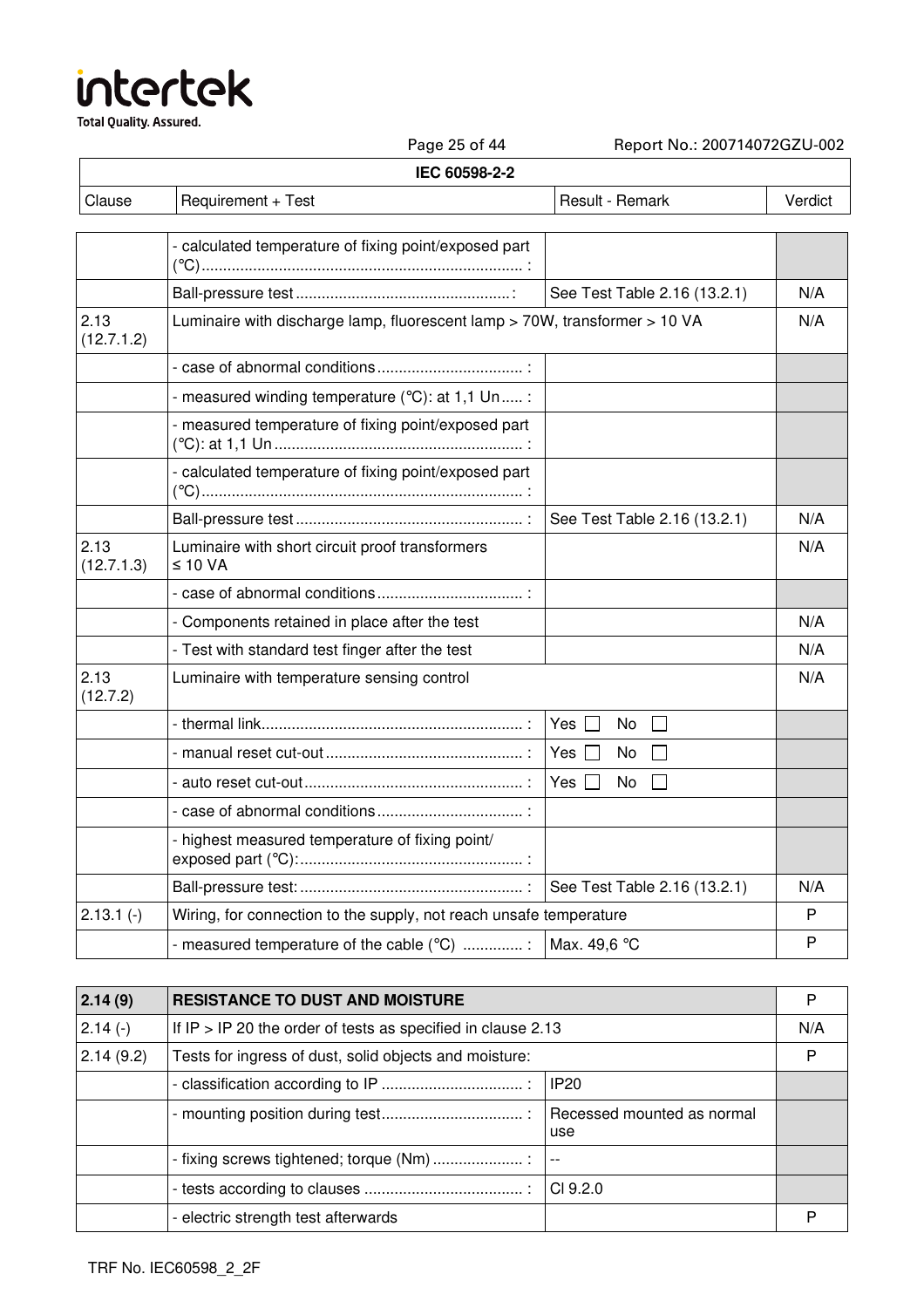| Clause | Requirement + Test | Result - Remark | Verdict |
|---|---|---|---|
| | - calculated temperature of fixing point/exposed part (°C)........................................................................ : | | |
| | Ball-pressure test .................................................: | See Test Table 2.16 (13.2.1) | N/A |
| 2.13 (12.7.1.2) | Luminaire with discharge lamp, fluorescent lamp > 70W, transformer > 10 VA | | N/A |
| | - case of abnormal conditions................................. : | | |
| | - measured winding temperature (°C): at 1,1 Un..... : | | |
| | - measured temperature of fixing point/exposed part (°C): at 1,1 Un......................................................... : | | |
| | - calculated temperature of fixing point/exposed part (°C)........................................................................ : | | |
| | Ball-pressure test .................................................. : | See Test Table 2.16 (13.2.1) | N/A |
| 2.13 (12.7.1.3) | Luminaire with short circuit proof transformers ≤ 10 VA | | N/A |
| | - case of abnormal conditions................................. : | | |
| | - Components retained in place after the test | | N/A |
| | - Test with standard test finger after the test | | N/A |
| 2.13 (12.7.2) | Luminaire with temperature sensing control | | N/A |
| | - thermal link............................................................ : | Yes ☐ No ☐ | |
| | - manual reset cut-out ............................................ : | Yes ☐ No ☐ | |
| | - auto reset cut-out.................................................. : | Yes ☐ No ☐ | |
| | - case of abnormal conditions................................. : | | |
| | - highest measured temperature of fixing point/ exposed part (°C):.................................................. : | | |
| | Ball-pressure test: .................................................. : | See Test Table 2.16 (13.2.1) | N/A |
| 2.13.1 (-) | Wiring, for connection to the supply, not reach unsafe temperature | | P |
| | - measured temperature of the cable (°C) ............. : | Max. 49,6 °C | P |

| Clause | Requirement + Test | Result - Remark | Verdict |
|---|---|---|---|
| **2.14 (9)** | **RESISTANCE TO DUST AND MOISTURE** | | P |
| 2.14 (-) | If IP > IP 20 the order of tests as specified in clause 2.13 | | N/A |
| 2.14 (9.2) | Tests for ingress of dust, solid objects and moisture: | | P |
| | - classification according to IP ................................ : | IP20 | |
| | - mounting position during test................................ : | Recessed mounted as normal use | |
| | - fixing screws tightened; torque (Nm) .................... : | -- | |
| | - tests according to clauses .................................... : | Cl 9.2.0 | |
| | - electric strength test afterwards | | P |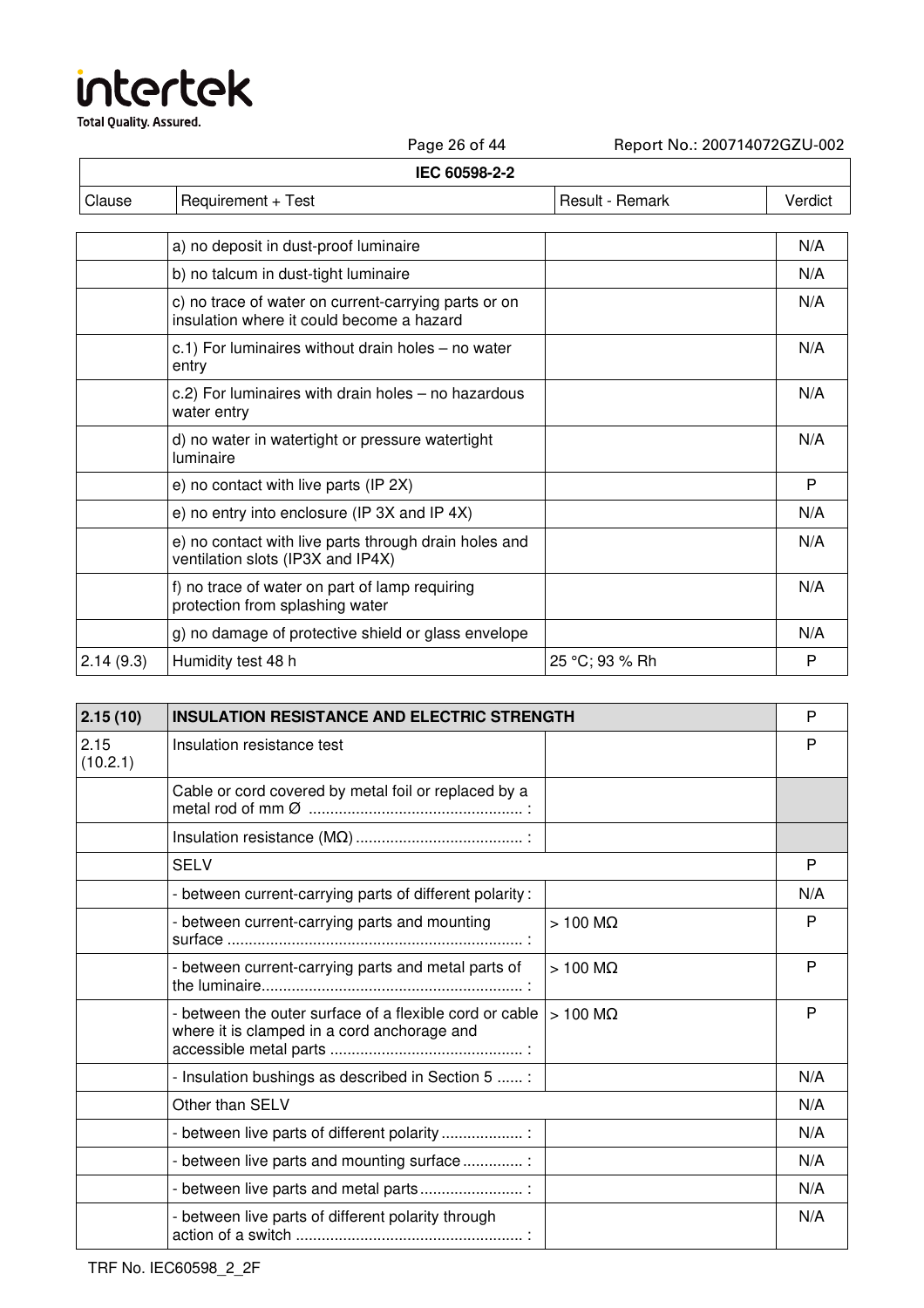**IEC 60598-2-2**

| Clause | Requirement + Test | Result - Remark | Verdict |
|---|---|---|---|
| | a) no deposit in dust-proof luminaire | | N/A |
| | b) no talcum in dust-tight luminaire | | N/A |
| | c) no trace of water on current-carrying parts or on insulation where it could become a hazard | | N/A |
| | c.1) For luminaires without drain holes – no water entry | | N/A |
| | c.2) For luminaires with drain holes – no hazardous water entry | | N/A |
| | d) no water in watertight or pressure watertight luminaire | | N/A |
| | e) no contact with live parts (IP 2X) | | P |
| | e) no entry into enclosure (IP 3X and IP 4X) | | N/A |
| | e) no contact with live parts through drain holes and ventilation slots (IP3X and IP4X) | | N/A |
| | f) no trace of water on part of lamp requiring protection from splashing water | | N/A |
| | g) no damage of protective shield or glass envelope | | N/A |
| 2.14 (9.3) | Humidity test 48 h | 25 °C; 93 % Rh | P |

| Clause | Requirement + Test | Result - Remark | Verdict |
|---|---|---|---|
| **2.15 (10)** | **INSULATION RESISTANCE AND ELECTRIC STRENGTH** | | P |
| 2.15 (10.2.1) | Insulation resistance test | | P |
| | Cable or cord covered by metal foil or replaced by a metal rod of mm Ø ................................................. : | | |
| | Insulation resistance (MΩ) ...................................... : | | |
| | SELV | | P |
| | - between current-carrying parts of different polarity : | | N/A |
| | - between current-carrying parts and mounting surface .................................................................... : | > 100 MΩ | P |
| | - between current-carrying parts and metal parts of the luminaire............................................................ : | > 100 MΩ | P |
| | - between the outer surface of a flexible cord or cable where it is clamped in a cord anchorage and accessible metal parts ............................................ : | > 100 MΩ | P |
| | - Insulation bushings as described in Section 5 ...... : | | N/A |
| | Other than SELV | | N/A |
| | - between live parts of different polarity ................... : | | N/A |
| | - between live parts and mounting surface .............. : | | N/A |
| | - between live parts and metal parts........................ : | | N/A |
| | - between live parts of different polarity through action of a switch .................................................... : | | N/A |

TRF No. IEC60598_2_2F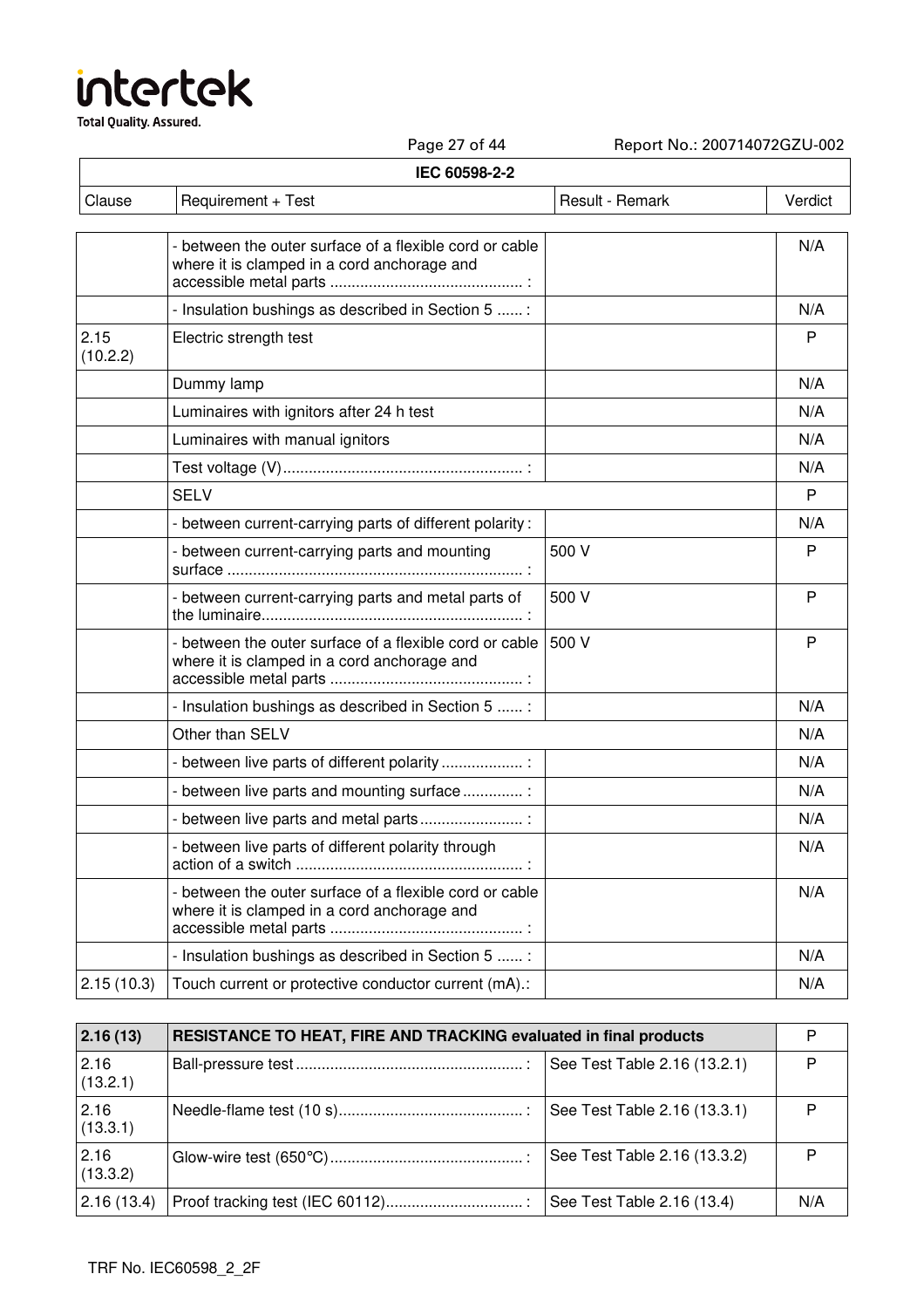| IEC 60598-2-2 | | | |
|---|---|---|---|
| Clause | Requirement + Test | Result - Remark | Verdict |
| | - between the outer surface of a flexible cord or cable where it is clamped in a cord anchorage and accessible metal parts ............................................ : | | N/A |
| | - Insulation bushings as described in Section 5 ...... : | | N/A |
| 2.15 (10.2.2) | Electric strength test | | P |
| | Dummy lamp | | N/A |
| | Luminaires with ignitors after 24 h test | | N/A |
| | Luminaires with manual ignitors | | N/A |
| | Test voltage (V)....................................................... : | | N/A |
| | SELV | | P |
| | - between current-carrying parts of different polarity : | | N/A |
| | - between current-carrying parts and mounting surface .................................................................... : | 500 V | P |
| | - between current-carrying parts and metal parts of the luminaire............................................................ : | 500 V | P |
| | - between the outer surface of a flexible cord or cable where it is clamped in a cord anchorage and accessible metal parts ............................................ : | 500 V | P |
| | - Insulation bushings as described in Section 5 ...... : | | N/A |
| | Other than SELV | | N/A |
| | - between live parts of different polarity .................. : | | N/A |
| | - between live parts and mounting surface .............. : | | N/A |
| | - between live parts and metal parts........................ : | | N/A |
| | - between live parts of different polarity through action of a switch .................................................... : | | N/A |
| | - between the outer surface of a flexible cord or cable where it is clamped in a cord anchorage and accessible metal parts ............................................ : | | N/A |
| | - Insulation bushings as described in Section 5 ...... : | | N/A |
| 2.15 (10.3) | Touch current or protective conductor current (mA).: | | N/A |

| **2.16 (13)** | **RESISTANCE TO HEAT, FIRE AND TRACKING evaluated in final products** | | P |
|---|---|---|---|
| 2.16 (13.2.1) | Ball-pressure test .................................................... : | See Test Table 2.16 (13.2.1) | P |
| 2.16 (13.3.1) | Needle-flame test (10 s).......................................... : | See Test Table 2.16 (13.3.1) | P |
| 2.16 (13.3.2) | Glow-wire test (650°C)............................................ : | See Test Table 2.16 (13.3.2) | P |
| 2.16 (13.4) | Proof tracking test (IEC 60112)................................ : | See Test Table 2.16 (13.4) | N/A |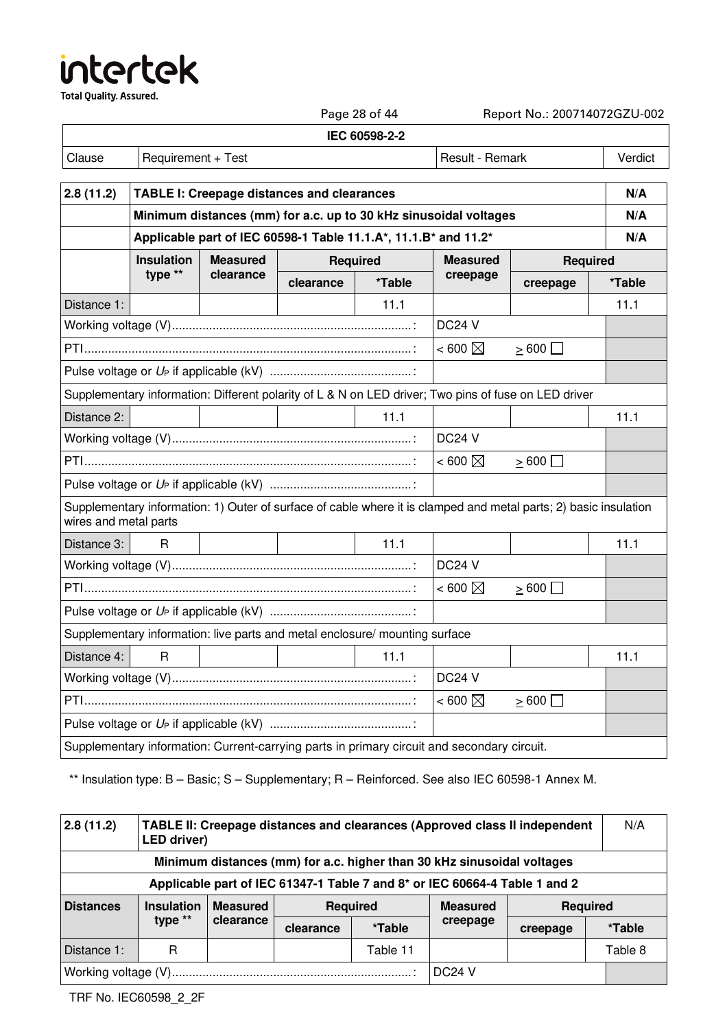| IEC 60598-2-2 | | |
|---|---|---|
| Clause | Requirement + Test | Result - Remark | Verdict |

| 2.8 (11.2) | TABLE I: Creepage distances and clearances | | | | | | N/A |
|---|---|---|---|---|---|---|---|
| | Minimum distances (mm) for a.c. up to 30 kHz sinusoidal voltages | | | | | | N/A |
| | Applicable part of IEC 60598-1 Table 11.1.A*, 11.1.B* and 11.2* | | | | | | N/A |
| | Insulation type ** | Measured clearance | Required | | Measured creepage | Required | |
| | | | clearance | *Table | | creepage | *Table |
| Distance 1: | | | | 11.1 | | | 11.1 |
| Working voltage (V)...: | | | | | DC24 V | | |
| PTI...: | | | | | < 600 ☒ | ≥ 600 ☐ | |
| Pulse voltage or $U_P$ if applicable (kV) ...: | | | | | | | |
| Supplementary information: Different polarity of L & N on LED driver; Two pins of fuse on LED driver | | | | | | | |
| Distance 2: | | | | 11.1 | | | 11.1 |
| Working voltage (V)...: | | | | | DC24 V | | |
| PTI...: | | | | | < 600 ☒ | ≥ 600 ☐ | |
| Pulse voltage or $U_P$ if applicable (kV) ...: | | | | | | | |
| Supplementary information: 1) Outer of surface of cable where it is clamped and metal parts; 2) basic insulation wires and metal parts | | | | | | | |
| Distance 3: | R | | | 11.1 | | | 11.1 |
| Working voltage (V)...: | | | | | DC24 V | | |
| PTI...: | | | | | < 600 ☒ | ≥ 600 ☐ | |
| Pulse voltage or $U_P$ if applicable (kV) ...: | | | | | | | |
| Supplementary information: live parts and metal enclosure/ mounting surface | | | | | | | |
| Distance 4: | R | | | 11.1 | | | 11.1 |
| Working voltage (V)...: | | | | | DC24 V | | |
| PTI...: | | | | | < 600 ☒ | ≥ 600 ☐ | |
| Pulse voltage or $U_P$ if applicable (kV) ...: | | | | | | | |
| Supplementary information: Current-carrying parts in primary circuit and secondary circuit. | | | | | | | |

** Insulation type: B – Basic; S – Supplementary; R – Reinforced. See also IEC 60598-1 Annex M.

| 2.8 (11.2) | TABLE II: Creepage distances and clearances (Approved class II independent LED driver) | | | | | | N/A |
|---|---|---|---|---|---|---|---|
| Minimum distances (mm) for a.c. higher than 30 kHz sinusoidal voltages | | | | | | | |
| Applicable part of IEC 61347-1 Table 7 and 8* or IEC 60664-4 Table 1 and 2 | | | | | | | |
| Distances | Insulation type ** | Measured clearance | Required | | Measured creepage | Required | |
| | | | clearance | *Table | | creepage | *Table |
| Distance 1: | R | | | Table 11 | | | Table 8 |
| Working voltage (V)...: | | | | | DC24 V | | |

TRF No. IEC60598_2_2F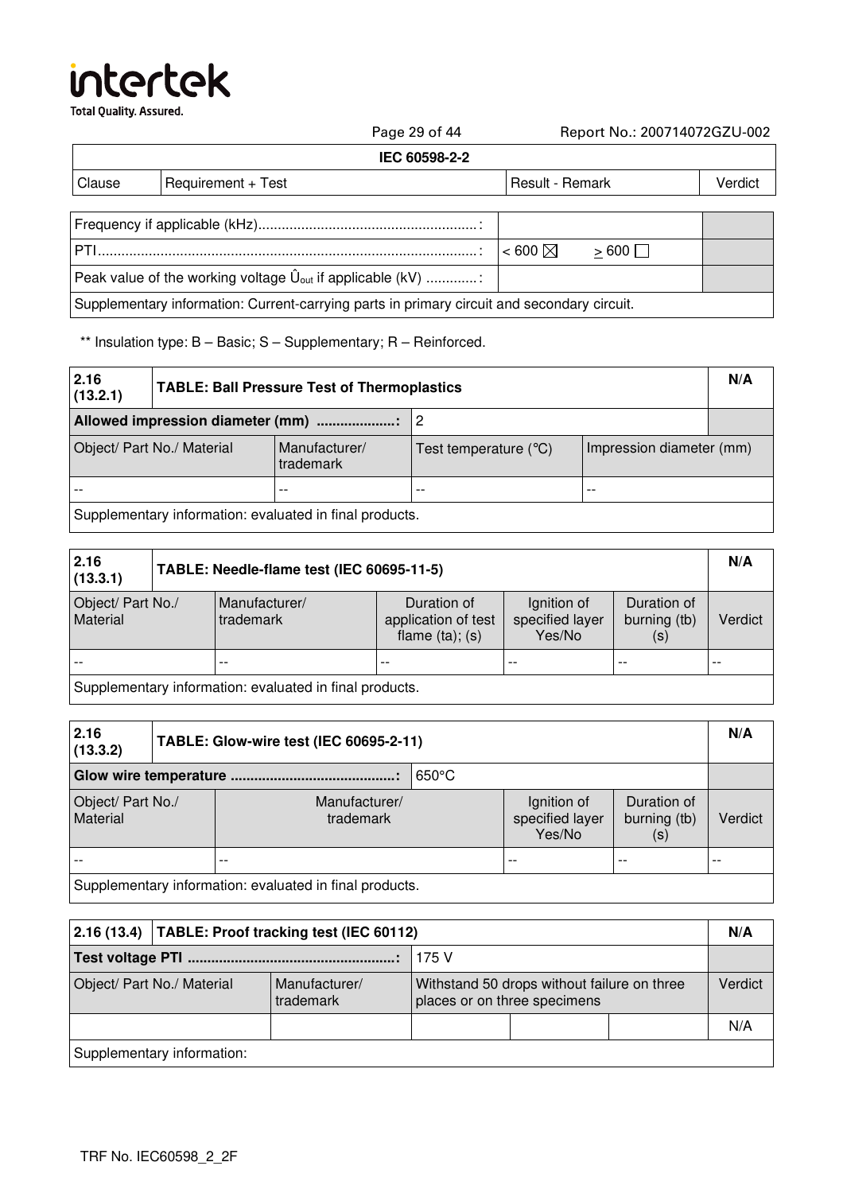| IEC 60598-2-2 | | | |
|---|---|---|---|
| Clause | Requirement + Test | Result - Remark | Verdict |

| | | |
|---|---|---|
| Frequency if applicable (kHz).......................................................: | | |
| PTI................................................................................................: | < 600 ☒ ≥ 600 ☐ | |
| Peak value of the working voltage $\hat{U}_{out}$ if applicable (kV) .............: | | |
| Supplementary information: Current-carrying parts in primary circuit and secondary circuit. | | |

** Insulation type: B – Basic; S – Supplementary; R – Reinforced.

| 2.16 (13.2.1) | TABLE: Ball Pressure Test of Thermoplastics | | | N/A |
|---|---|---|---|---|
| **Allowed impression diameter (mm) ....................:** | | 2 | | |
| Object/ Part No./ Material | Manufacturer/ trademark | Test temperature (°C) | Impression diameter (mm) | |
| -- | -- | -- | -- | |
| Supplementary information: evaluated in final products. | | | | |

| 2.16 (13.3.1) | TABLE: Needle-flame test (IEC 60695-11-5) | | | | N/A |
|---|---|---|---|---|---|
| Object/ Part No./ Material | Manufacturer/ trademark | Duration of application of test flame (ta); (s) | Ignition of specified layer Yes/No | Duration of burning (tb) (s) | Verdict |
| -- | -- | -- | -- | -- | -- |
| Supplementary information: evaluated in final products. | | | | | |

| 2.16 (13.3.2) | TABLE: Glow-wire test (IEC 60695-2-11) | | | N/A |
|---|---|---|---|---|
| **Glow wire temperature .........................................:** | 650°C | | | |
| Object/ Part No./ Material | Manufacturer/ trademark | Ignition of specified layer Yes/No | Duration of burning (tb) (s) | Verdict |
| -- | -- | -- | -- | -- |
| Supplementary information: evaluated in final products. | | | | |

| 2.16 (13.4) | TABLE: Proof tracking test (IEC 60112) | | | | N/A |
|---|---|---|---|---|---|
| **Test voltage PTI ....................................................:** | | 175 V | | | |
| Object/ Part No./ Material | Manufacturer/ trademark | Withstand 50 drops without failure on three places or on three specimens | | | Verdict |
| | | | | | N/A |
| Supplementary information: | | | | | |

TRF No. IEC60598_2_2F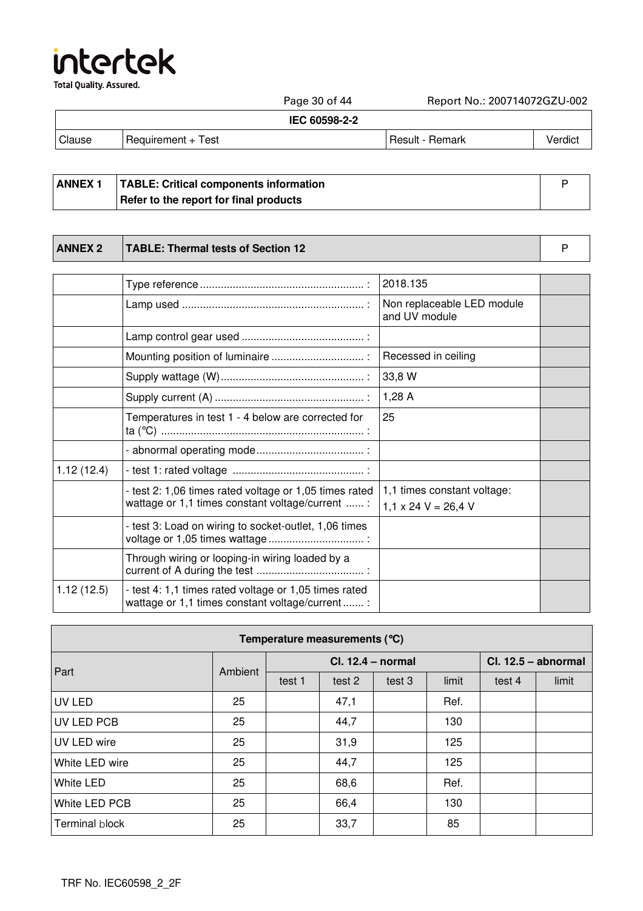| IEC 60598-2-2 | | | |
|---|---|---|---|
| Clause | Requirement + Test | Result - Remark | Verdict |

| ANNEX 1 | **TABLE: Critical components information**<br>**Refer to the report for final products** | P |
|---|---|---|

| ANNEX 2 | **TABLE: Thermal tests of Section 12** | P |
|---|---|---|

| | | | |
|---|---|---|---|
| | Type reference ........................................................ : | 2018.135 | |
| | Lamp used ............................................................ : | Non replaceable LED module and UV module | |
| | Lamp control gear used ........................................ : | | |
| | Mounting position of luminaire .............................. : | Recessed in ceiling | |
| | Supply wattage (W)............................................... : | 33,8 W | |
| | Supply current (A) ................................................. : | 1,28 A | |
| | Temperatures in test 1 - 4 below are corrected for ta (°C) ................................................................... : | 25 | |
| | - abnormal operating mode................................... : | | |
| 1.12 (12.4) | - test 1: rated voltage ........................................... : | | |
| | - test 2: 1,06 times rated voltage or 1,05 times rated wattage or 1,1 times constant voltage/current ...... : | 1,1 times constant voltage:<br>1,1 x 24 V = 26,4 V | |
| | - test 3: Load on wiring to socket-outlet, 1,06 times voltage or 1,05 times wattage ................................ : | | |
| | Through wiring or looping-in wiring loaded by a current of A during the test ................................... : | | |
| 1.12 (12.5) | - test 4: 1,1 times rated voltage or 1,05 times rated wattage or 1,1 times constant voltage/current ....... : | | |

**Temperature measurements (°C)**

| Part | Ambient | Cl. 12.4 – normal | | | | Cl. 12.5 – abnormal | |
|---|---|---|---|---|---|---|---|
| | | test 1 | test 2 | test 3 | limit | test 4 | limit |
| UV LED | 25 | | 47,1 | | Ref. | | |
| UV LED PCB | 25 | | 44,7 | | 130 | | |
| UV LED wire | 25 | | 31,9 | | 125 | | |
| White LED wire | 25 | | 44,7 | | 125 | | |
| White LED | 25 | | 68,6 | | Ref. | | |
| White LED PCB | 25 | | 66,4 | | 130 | | |
| Terminal block | 25 | | 33,7 | | 85 | | |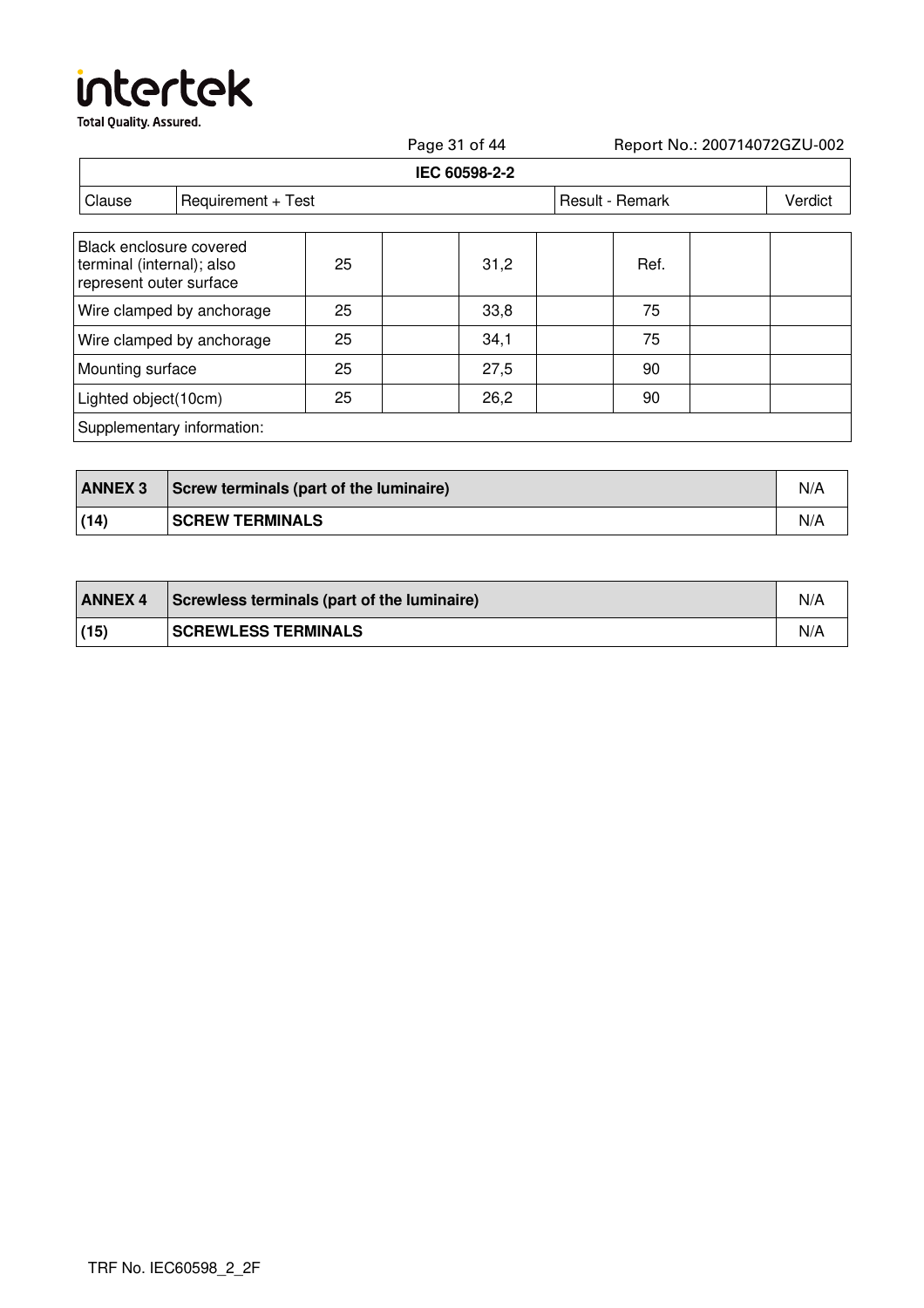| Clause | Requirement + Test | | | | | Result - Remark | | Verdict |
|---|---|---|---|---|---|---|---|---|
| Black enclosure covered terminal (internal); also represent outer surface | 25 | | 31,2 | | Ref. | | | |
| Wire clamped by anchorage | 25 | | 33,8 | | 75 | | | |
| Wire clamped by anchorage | 25 | | 34,1 | | 75 | | | |
| Mounting surface | 25 | | 27,5 | | 90 | | | |
| Lighted object(10cm) | 25 | | 26,2 | | 90 | | | |
| Supplementary information: | | | | | | | | |

| ANNEX 3 | Screw terminals (part of the luminaire) | N/A |
|---|---|---|
| (14) | SCREW TERMINALS | N/A |

| ANNEX 4 | Screwless terminals (part of the luminaire) | N/A |
|---|---|---|
| (15) | SCREWLESS TERMINALS | N/A |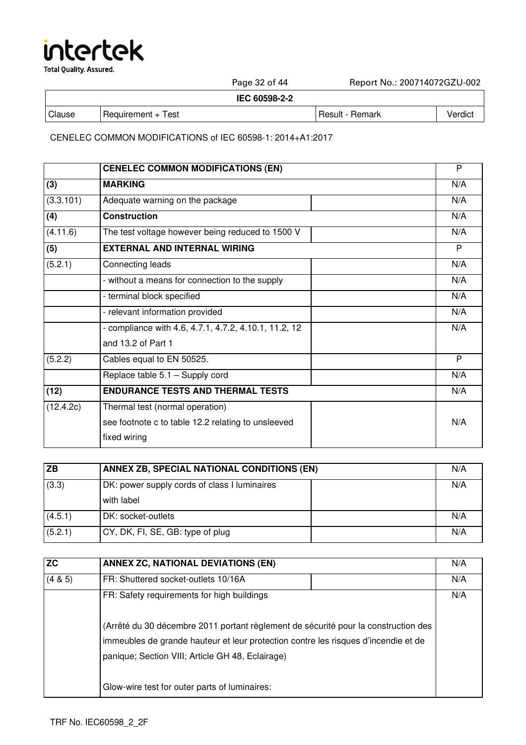| Clause | Requirement + Test | Result - Remark | Verdict |
|---|---|---|---|

CENELEC COMMON MODIFICATIONS of IEC 60598-1: 2014+A1:2017

| | **CENELEC COMMON MODIFICATIONS (EN)** | | P |
|---|---|---|---|
| **(3)** | **MARKING** | | N/A |
| (3.3.101) | Adequate warning on the package | | N/A |
| **(4)** | **Construction** | | N/A |
| (4.11.6) | The test voltage however being reduced to 1500 V | | N/A |
| **(5)** | **EXTERNAL AND INTERNAL WIRING** | | P |
| (5.2.1) | Connecting leads | | N/A |
| | - without a means for connection to the supply | | N/A |
| | - terminal block specified | | N/A |
| | - relevant information provided | | N/A |
| | - compliance with 4.6, 4.7.1, 4.7.2, 4.10.1, 11.2, 12 and 13.2 of Part 1 | | N/A |
| (5.2.2) | Cables equal to EN 50525. | | P |
| | Replace table 5.1 – Supply cord | | N/A |
| **(12)** | **ENDURANCE TESTS AND THERMAL TESTS** | | N/A |
| (12.4.2c) | Thermal test (normal operation) see footnote c to table 12.2 relating to unsleeved fixed wiring | | N/A |

| **ZB** | **ANNEX ZB, SPECIAL NATIONAL CONDITIONS (EN)** | | N/A |
|---|---|---|---|
| (3.3) | DK: power supply cords of class I luminaires with label | | N/A |
| (4.5.1) | DK: socket-outlets | | N/A |
| (5.2.1) | CY, DK, FI, SE, GB: type of plug | | N/A |

| **ZC** | **ANNEX ZC, NATIONAL DEVIATIONS (EN)** | | N/A |
|---|---|---|---|
| (4 & 5) | FR: Shuttered socket-outlets 10/16A | | N/A |
| | FR: Safety requirements for high buildings<br><br>(Arrêté du 30 décembre 2011 portant règlement de sécurité pour la construction des immeubles de grande hauteur et leur protection contre les risques d'incendie et de panique; Section VIII; Article GH 48, Eclairage)<br><br>Glow-wire test for outer parts of luminaires: | | N/A |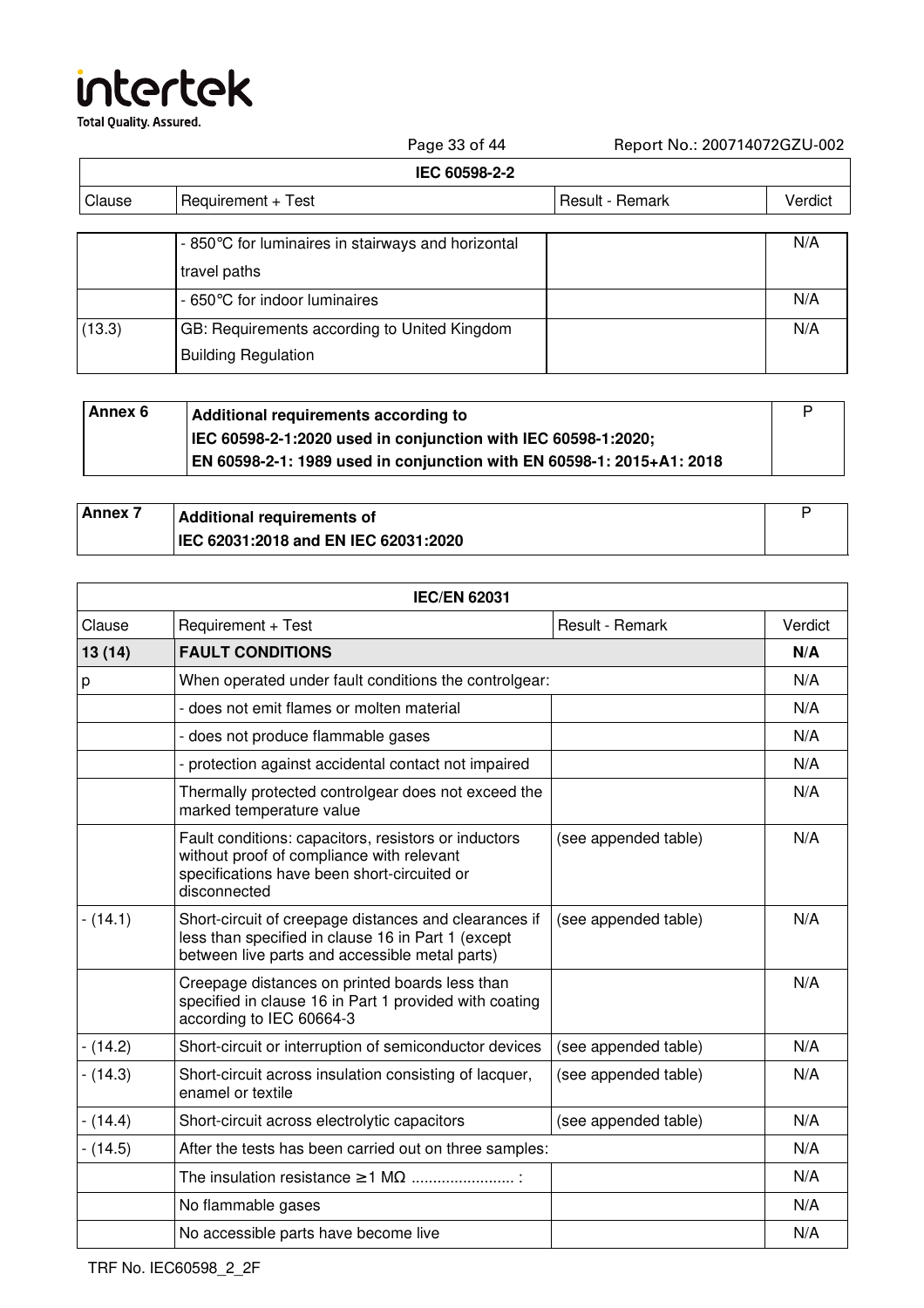| IEC 60598-2-2 | | | |
|---|---|---|---|
| Clause | Requirement + Test | Result - Remark | Verdict |
| | - 850°C for luminaires in stairways and horizontal travel paths | | N/A |
| | - 650°C for indoor luminaires | | N/A |
| (13.3) | GB: Requirements according to United Kingdom Building Regulation | | N/A |

| Annex 6 | Additional requirements according to IEC 60598-2-1:2020 used in conjunction with IEC 60598-1:2020; EN 60598-2-1: 1989 used in conjunction with EN 60598-1: 2015+A1: 2018 | P |
|---|---|---|

| Annex 7 | Additional requirements of IEC 62031:2018 and EN IEC 62031:2020 | P |
|---|---|---|

| IEC/EN 62031 | | | |
|---|---|---|---|
| Clause | Requirement + Test | Result - Remark | Verdict |
| **13 (14)** | **FAULT CONDITIONS** | | **N/A** |
| p | When operated under fault conditions the controlgear: | | N/A |
| | - does not emit flames or molten material | | N/A |
| | - does not produce flammable gases | | N/A |
| | - protection against accidental contact not impaired | | N/A |
| | Thermally protected controlgear does not exceed the marked temperature value | | N/A |
| | Fault conditions: capacitors, resistors or inductors without proof of compliance with relevant specifications have been short-circuited or disconnected | (see appended table) | N/A |
| - (14.1) | Short-circuit of creepage distances and clearances if less than specified in clause 16 in Part 1 (except between live parts and accessible metal parts) | (see appended table) | N/A |
| | Creepage distances on printed boards less than specified in clause 16 in Part 1 provided with coating according to IEC 60664-3 | | N/A |
| - (14.2) | Short-circuit or interruption of semiconductor devices | (see appended table) | N/A |
| - (14.3) | Short-circuit across insulation consisting of lacquer, enamel or textile | (see appended table) | N/A |
| - (14.4) | Short-circuit across electrolytic capacitors | (see appended table) | N/A |
| - (14.5) | After the tests has been carried out on three samples: | | N/A |
| | The insulation resistance ≥1 MΩ ........................ : | | N/A |
| | No flammable gases | | N/A |
| | No accessible parts have become live | | N/A |

TRF No. IEC60598_2_2F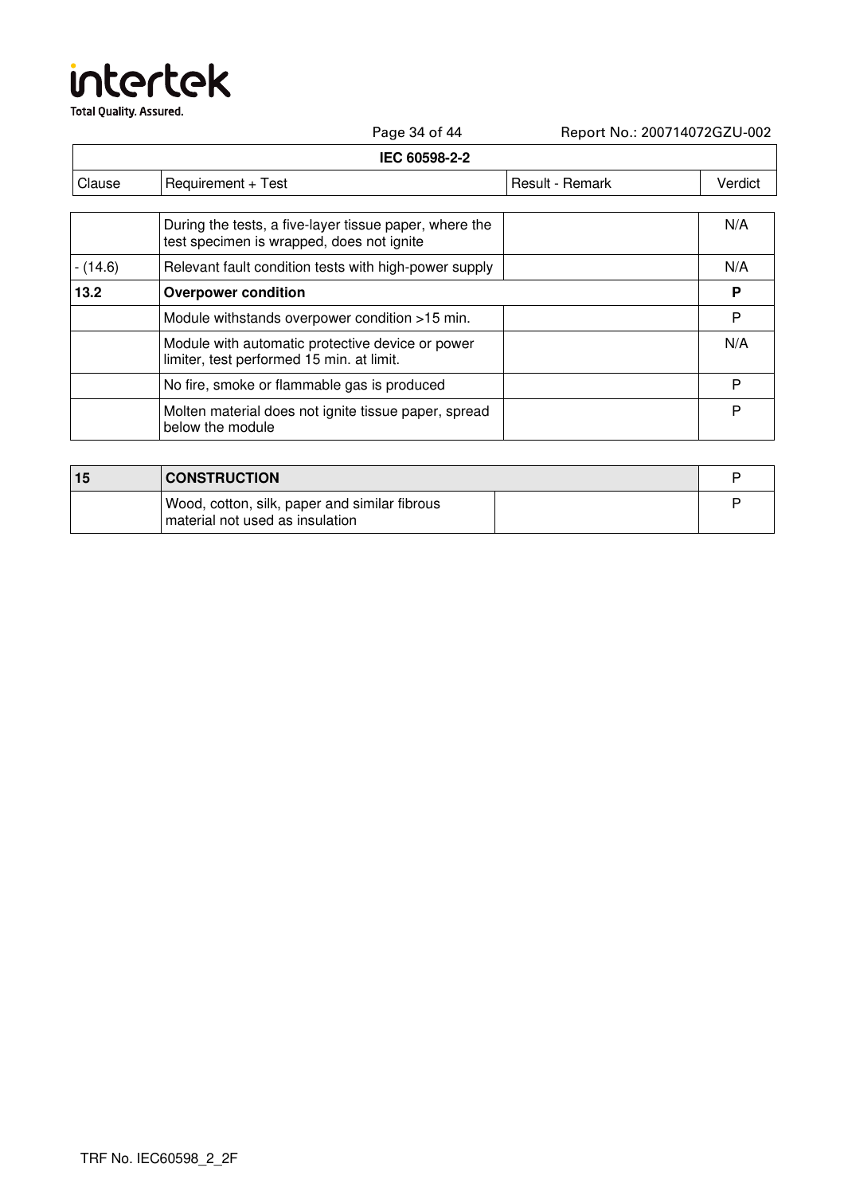IEC 60598-2-2

| Clause | Requirement + Test | Result - Remark | Verdict |
|---|---|---|---|
| | During the tests, a five-layer tissue paper, where the test specimen is wrapped, does not ignite | | N/A |
| - (14.6) | Relevant fault condition tests with high-power supply | | N/A |
| **13.2** | **Overpower condition** | | **P** |
| | Module withstands overpower condition >15 min. | | P |
| | Module with automatic protective device or power limiter, test performed 15 min. at limit. | | N/A |
| | No fire, smoke or flammable gas is produced | | P |
| | Molten material does not ignite tissue paper, spread below the module | | P |

| Clause | Requirement + Test | Result - Remark | Verdict |
|---|---|---|---|
| **15** | **CONSTRUCTION** | | P |
| | Wood, cotton, silk, paper and similar fibrous material not used as insulation | | P |

TRF No. IEC60598_2_2F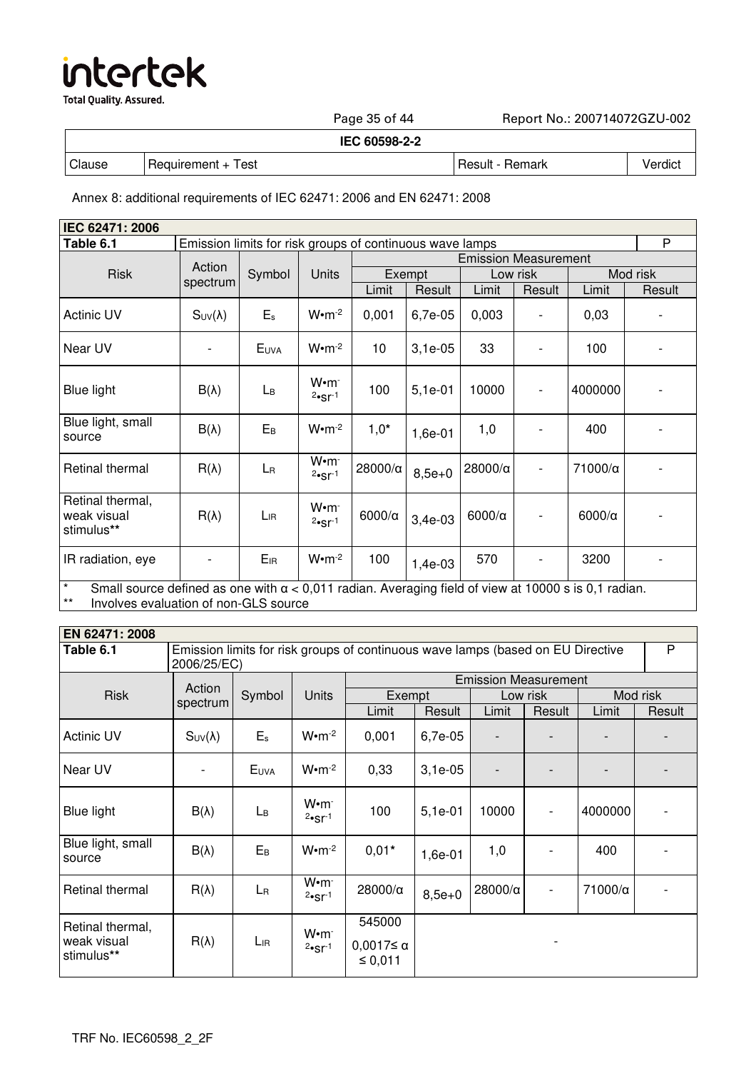| | IEC 60598-2-2 | | |
|---|---|---|---|
| Clause | Requirement + Test | Result - Remark | Verdict |

Annex 8: additional requirements of IEC 62471: 2006 and EN 62471: 2008

| **IEC 62471: 2006** | | | | | | | | | |
|---|---|---|---|---|---|---|---|---|---|
| **Table 6.1** | Emission limits for risk groups of continuous wave lamps | | | | | | | | P |
| Risk | Action spectrum | Symbol | Units | Emission Measurement | | | | | |
| | | | | Exempt | | Low risk | | Mod risk | |
| | | | | Limit | Result | Limit | Result | Limit | Result |
| Actinic UV | $S_{UV}(\lambda)$ | $E_s$ | $W \cdot m^{-2}$ | 0,001 | 6,7e-05 | 0,003 | - | 0,03 | - |
| Near UV | - | $E_{UVA}$ | $W \cdot m^{-2}$ | 10 | 3,1e-05 | 33 | - | 100 | - |
| Blue light | $B(\lambda)$ | $L_B$ | $W \cdot m^{-2} \cdot sr^{-1}$ | 100 | 5,1e-01 | 10000 | - | 4000000 | - |
| Blue light, small source | $B(\lambda)$ | $E_B$ | $W \cdot m^{-2}$ | 1,0* | 1,6e-01 | 1,0 | - | 400 | - |
| Retinal thermal | $R(\lambda)$ | $L_R$ | $W \cdot m^{-2} \cdot sr^{-1}$ | 28000/α | 8,5e+0 | 28000/α | - | 71000/α | - |
| Retinal thermal, weak visual stimulus** | $R(\lambda)$ | $L_{IR}$ | $W \cdot m^{-2} \cdot sr^{-1}$ | 6000/α | 3,4e-03 | 6000/α | - | 6000/α | - |
| IR radiation, eye | - | $E_{IR}$ | $W \cdot m^{-2}$ | 100 | 1,4e-03 | 570 | - | 3200 | - |

\* Small source defined as one with α < 0,011 radian. Averaging field of view at 10000 s is 0,1 radian.
\*\* Involves evaluation of non-GLS source

| **EN 62471: 2008** | | | | | | | | | |
|---|---|---|---|---|---|---|---|---|---|
| **Table 6.1** | Emission limits for risk groups of continuous wave lamps (based on EU Directive 2006/25/EC) | | | | | | | | P |
| Risk | Action spectrum | Symbol | Units | Emission Measurement | | | | | |
| | | | | Exempt | | Low risk | | Mod risk | |
| | | | | Limit | Result | Limit | Result | Limit | Result |
| Actinic UV | $S_{UV}(\lambda)$ | $E_s$ | $W \cdot m^{-2}$ | 0,001 | 6,7e-05 | - | - | - | - |
| Near UV | - | $E_{UVA}$ | $W \cdot m^{-2}$ | 0,33 | 3,1e-05 | - | - | - | - |
| Blue light | $B(\lambda)$ | $L_B$ | $W \cdot m^{-2} \cdot sr^{-1}$ | 100 | 5,1e-01 | 10000 | - | 4000000 | - |
| Blue light, small source | $B(\lambda)$ | $E_B$ | $W \cdot m^{-2}$ | 0,01* | 1,6e-01 | 1,0 | - | 400 | - |
| Retinal thermal | $R(\lambda)$ | $L_R$ | $W \cdot m^{-2} \cdot sr^{-1}$ | 28000/α | 8,5e+0 | 28000/α | - | 71000/α | - |
| Retinal thermal, weak visual stimulus** | $R(\lambda)$ | $L_{IR}$ | $W \cdot m^{-2} \cdot sr^{-1}$ | 545000 $0,0017 \leq \alpha \leq 0,011$ | - | | | | |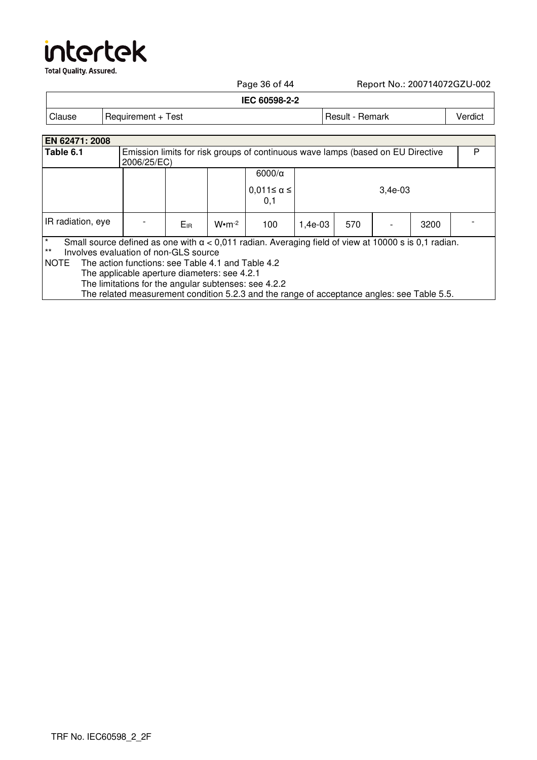| IEC 60598-2-2 | | | |
|---|---|---|---|
| Clause | Requirement + Test | Result - Remark | Verdict |

| EN 62471: 2008 | | | | | | | | | |
|---|---|---|---|---|---|---|---|---|---|
| Table 6.1 | Emission limits for risk groups of continuous wave lamps (based on EU Directive 2006/25/EC) | | | | | | | | P |
| | | | | 6000/α<br>0,011≤ α ≤ 0,1 | 3,4e-03 | | | | |
| IR radiation, eye | - | $E_{IR}$ | $W \cdot m^{-2}$ | 100 | 1,4e-03 | 570 | - | 3200 | - |

\* Small source defined as one with α < 0,011 radian. Averaging field of view at 10000 s is 0,1 radian.

\*\* Involves evaluation of non-GLS source

NOTE The action functions: see Table 4.1 and Table 4.2
The applicable aperture diameters: see 4.2.1
The limitations for the angular subtenses: see 4.2.2
The related measurement condition 5.2.3 and the range of acceptance angles: see Table 5.5.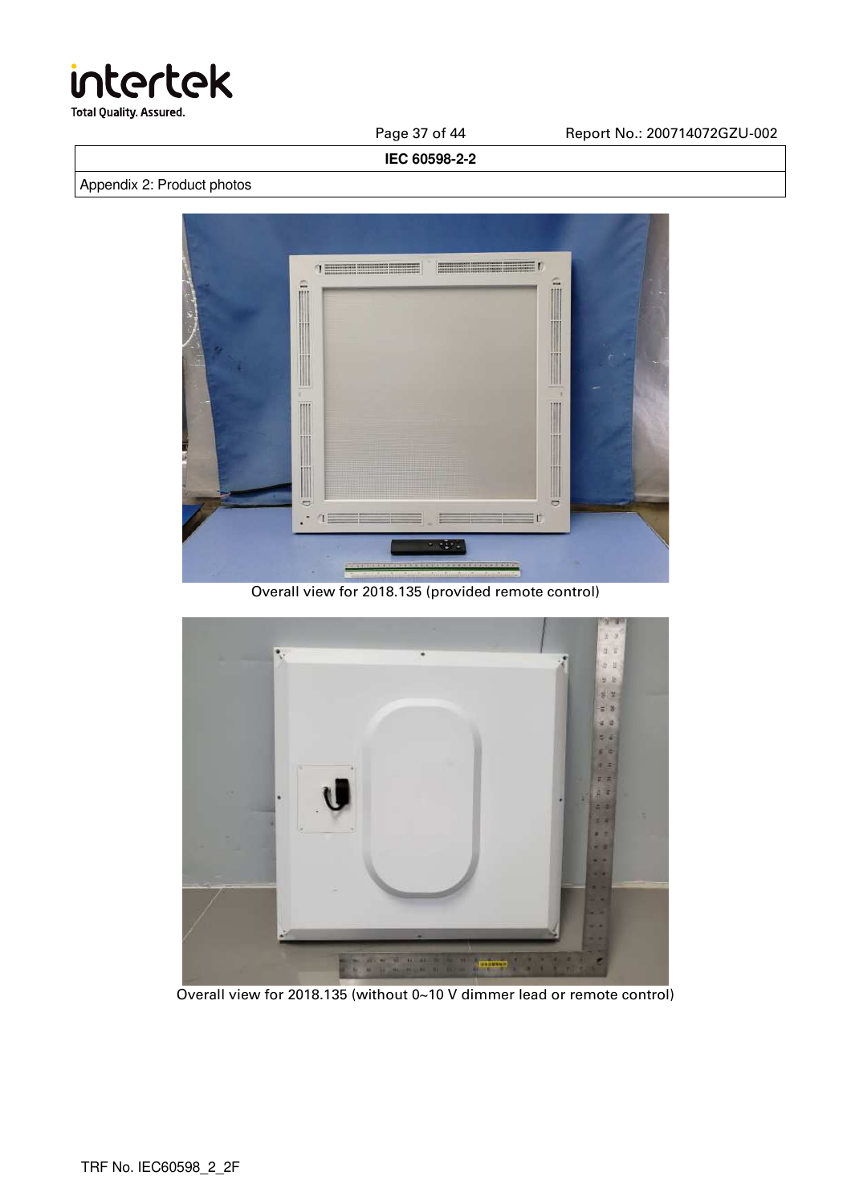Appendix 2: Product photos

Overall view for 2018.135 (provided remote control)

Overall view for 2018.135 (without 0~10 V dimmer lead or remote control)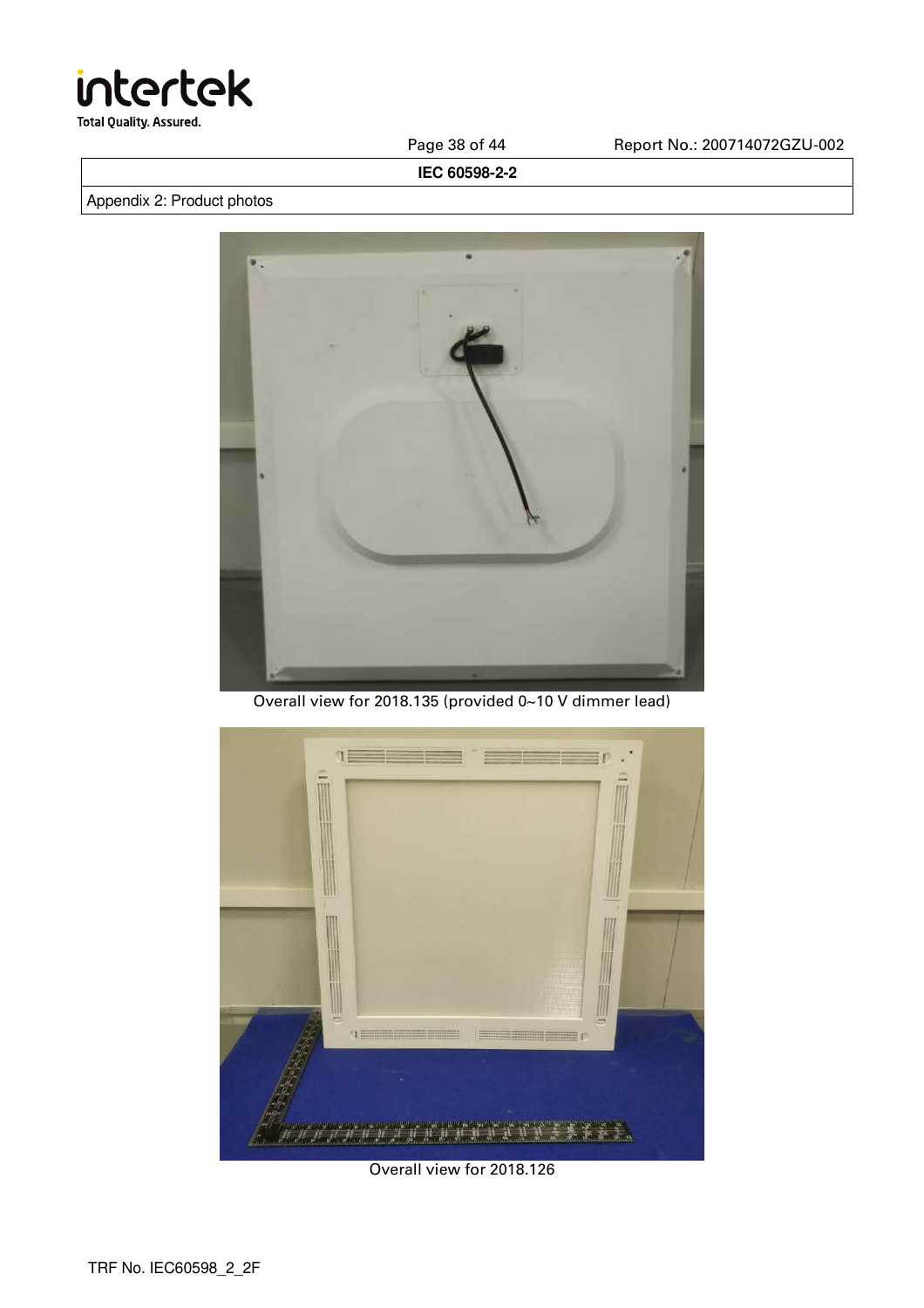IEC 60598-2-2

Appendix 2: Product photos

Overall view for 2018.135 (provided 0~10 V dimmer lead)

Overall view for 2018.126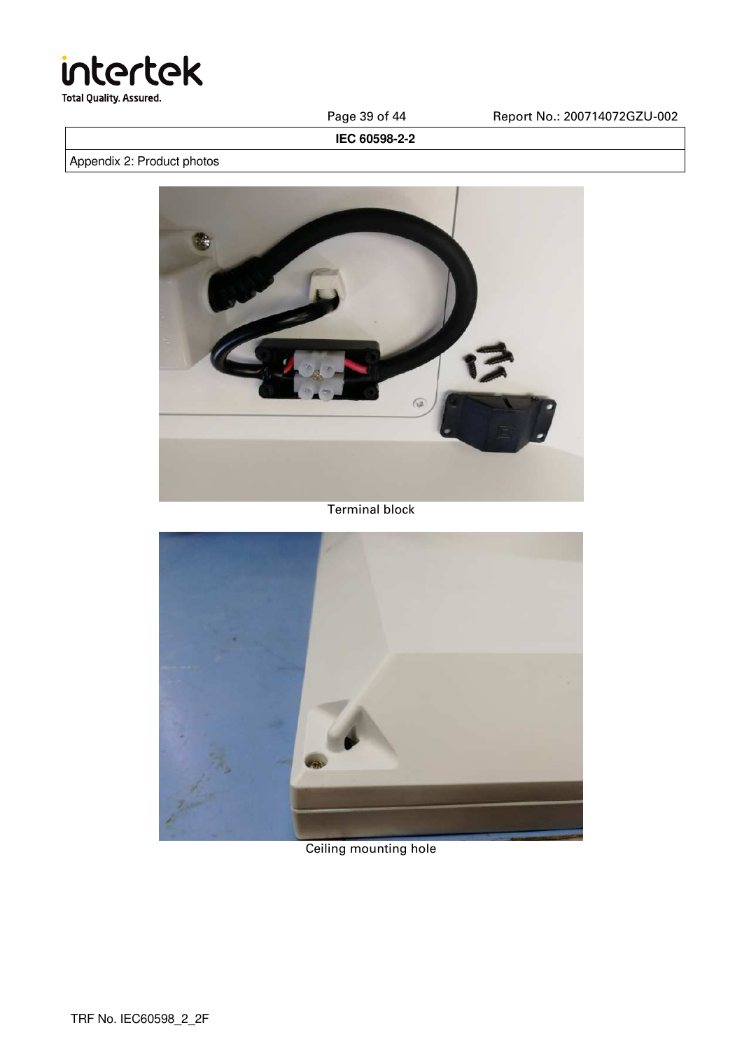IEC 60598-2-2

Appendix 2: Product photos

Terminal block

Ceiling mounting hole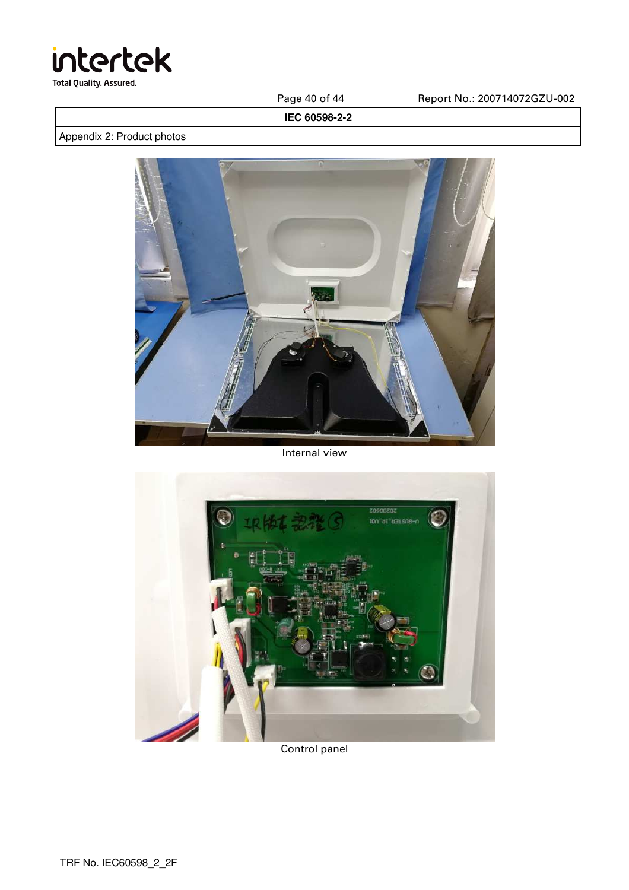| IEC 60598-2-2 |
| --- |
| Appendix 2: Product photos |

Internal view

Control panel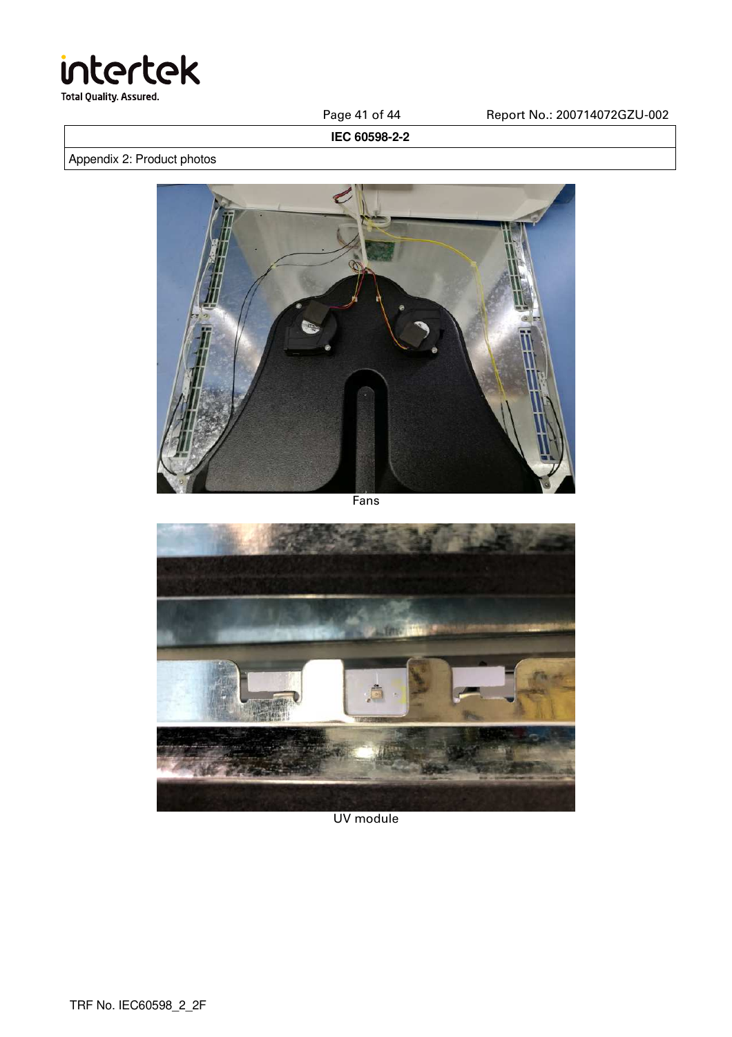| IEC 60598-2-2 |
| --- |
| Appendix 2: Product photos |

Fans

UV module

TRF No. IEC60598_2_2F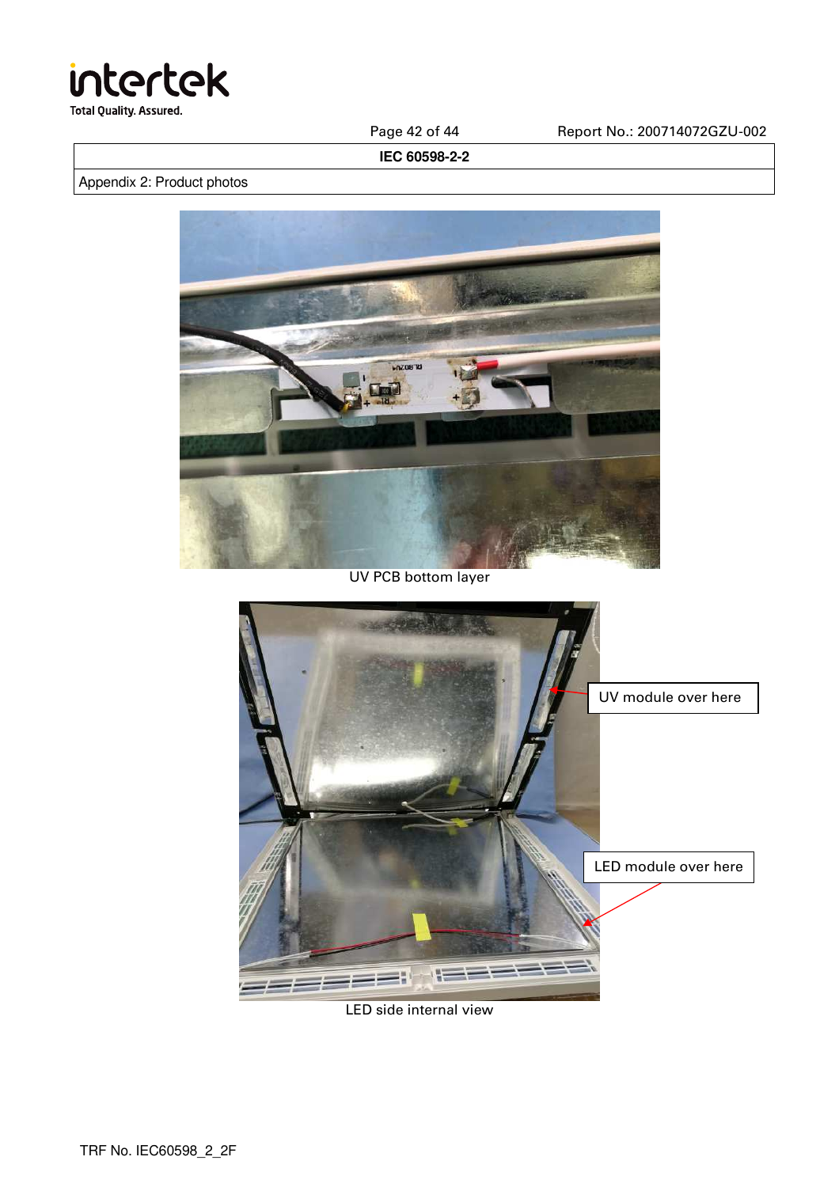IEC 60598-2-2

Appendix 2: Product photos

UV PCB bottom layer

UV module over here

LED module over here

LED side internal view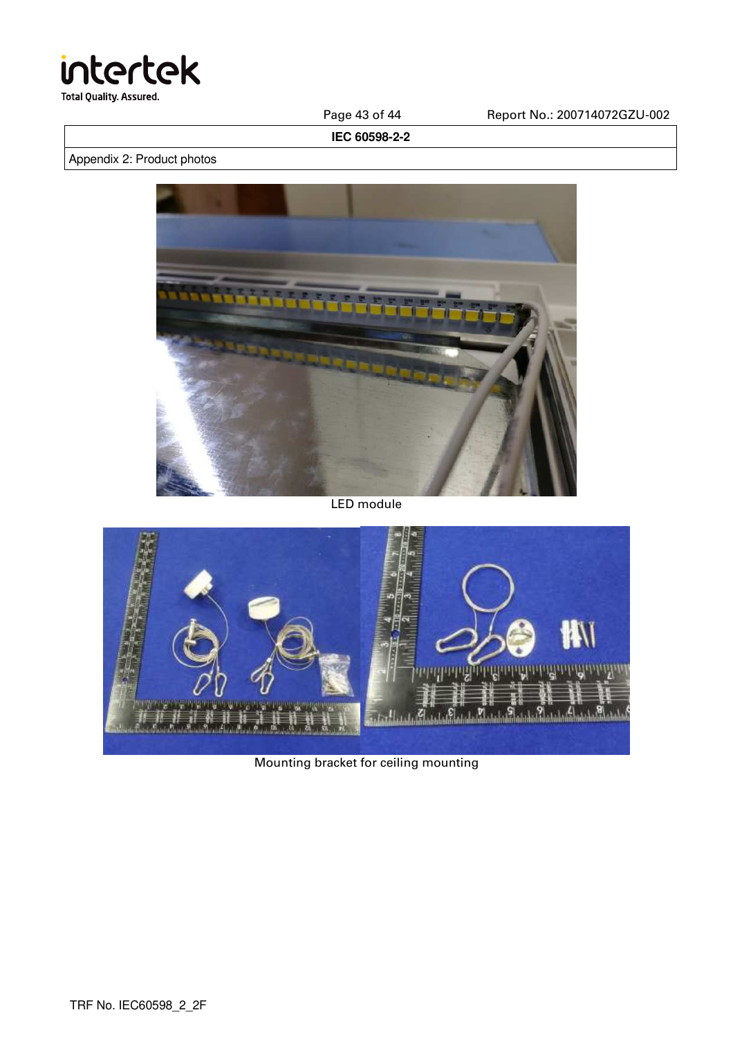IEC 60598-2-2

Appendix 2: Product photos

LED module

Mounting bracket for ceiling mounting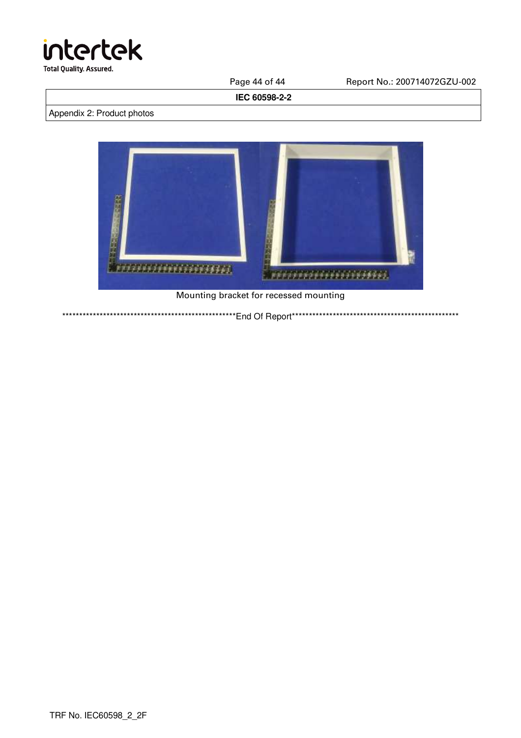IEC 60598-2-2

Appendix 2: Product photos

Mounting bracket for recessed mounting

*****************************************************End Of Report*****************************************************